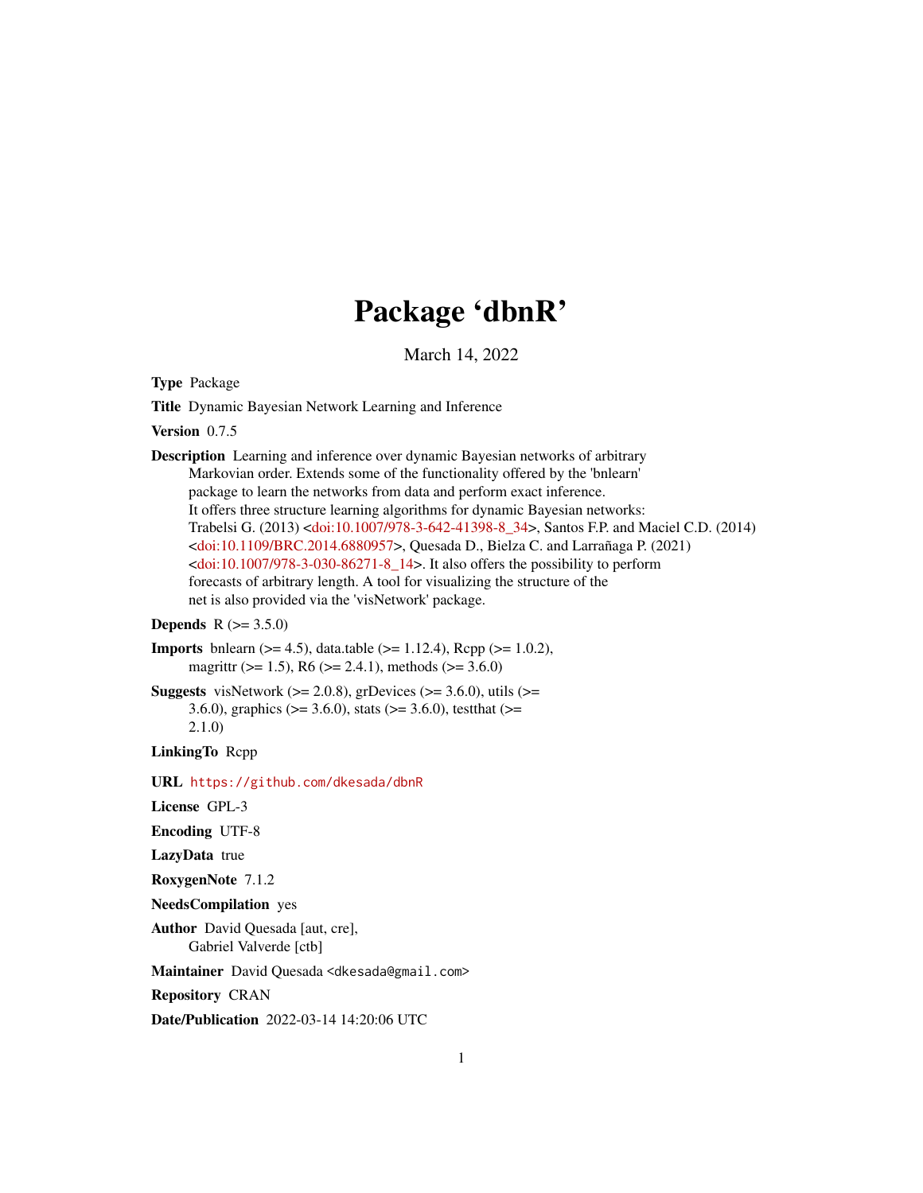# Package 'dbnR'

March 14, 2022

**Type** Package

**Title** Dynamic Bayesian Network Learning and Inference

**Version** 0.7.5

**Description** Learning and inference over dynamic Bayesian networks of arbitrary Markovian order. Extends some of the functionality offered by the 'bnlearn' package to learn the networks from data and perform exact inference. It offers three structure learning algorithms for dynamic Bayesian networks: Trabelsi G. (2013) <doi:10.1007/978-3-642-41398-8_34>, Santos F.P. and Maciel C.D. (2014) <doi:10.1109/BRC.2014.6880957>, Quesada D., Bielza C. and Larrañaga P. (2021) <doi:10.1007/978-3-030-86271-8_14>. It also offers the possibility to perform forecasts of arbitrary length. A tool for visualizing the structure of the net is also provided via the 'visNetwork' package.

**Depends** R (>= 3.5.0)

**Imports** bnlearn (>= 4.5), data.table (>= 1.12.4), Rcpp (>= 1.0.2), magrittr (>= 1.5), R6 (>= 2.4.1), methods (>= 3.6.0)

**Suggests** visNetwork (>= 2.0.8), grDevices (>= 3.6.0), utils (>= 3.6.0), graphics (>= 3.6.0), stats (>= 3.6.0), testthat (>= 2.1.0)

**LinkingTo** Rcpp

**URL** https://github.com/dkesada/dbnR

**License** GPL-3

**Encoding** UTF-8

**LazyData** true

**RoxygenNote** 7.1.2

**NeedsCompilation** yes

**Author** David Quesada [aut, cre], Gabriel Valverde [ctb]

**Maintainer** David Quesada <dkesada@gmail.com>

**Repository** CRAN

**Date/Publication** 2022-03-14 14:20:06 UTC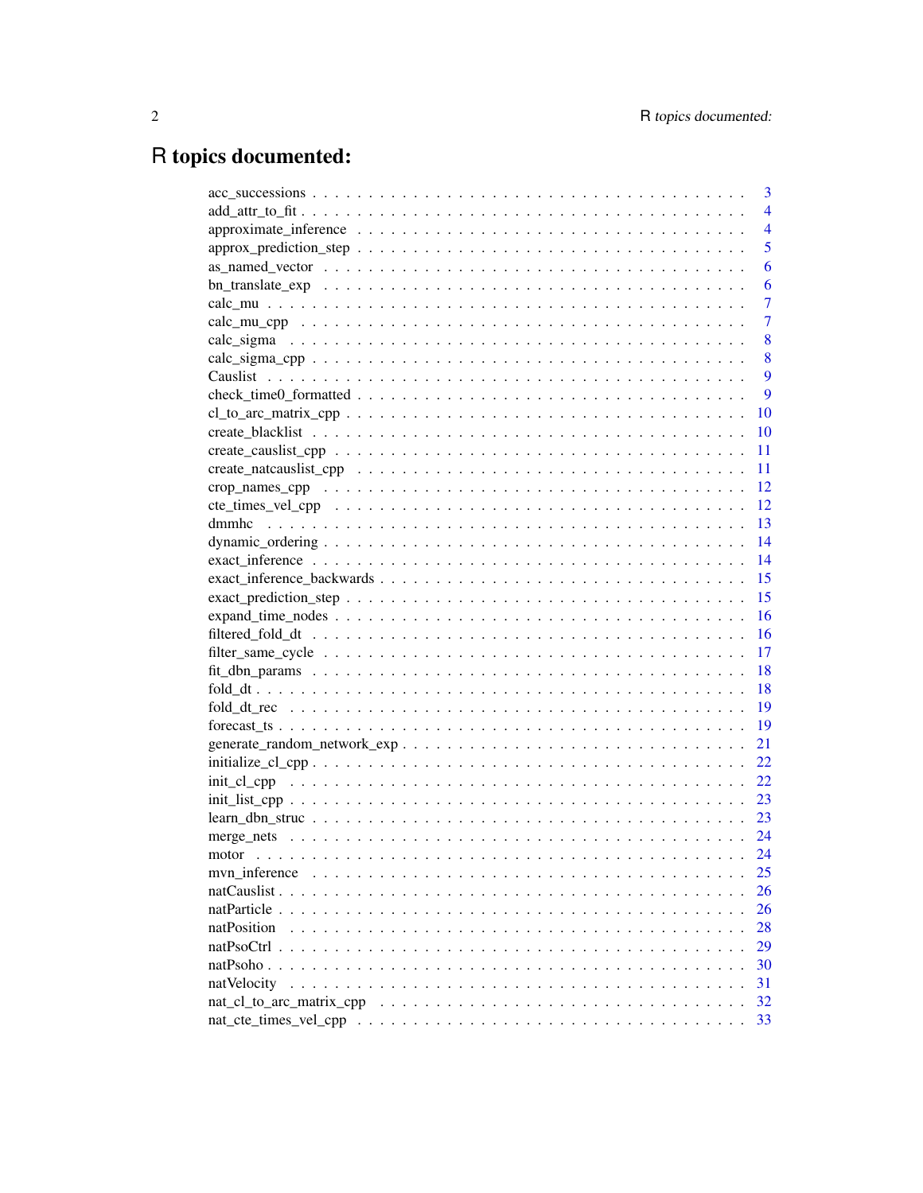# R topics documented:

acc_successions . . . . . . . . . . . . . . . . . . . . . . . . . . . . . . . . . . . . . . 3
add_attr_to_fit . . . . . . . . . . . . . . . . . . . . . . . . . . . . . . . . . . . . . . 4
approximate_inference . . . . . . . . . . . . . . . . . . . . . . . . . . . . . . . . . . 4
approx_prediction_step . . . . . . . . . . . . . . . . . . . . . . . . . . . . . . . . . 5
as_named_vector . . . . . . . . . . . . . . . . . . . . . . . . . . . . . . . . . . . . . 6
bn_translate_exp . . . . . . . . . . . . . . . . . . . . . . . . . . . . . . . . . . . . . 6
calc_mu . . . . . . . . . . . . . . . . . . . . . . . . . . . . . . . . . . . . . . . . . 7
calc_mu_cpp . . . . . . . . . . . . . . . . . . . . . . . . . . . . . . . . . . . . . . . 7
calc_sigma . . . . . . . . . . . . . . . . . . . . . . . . . . . . . . . . . . . . . . . 8
calc_sigma_cpp . . . . . . . . . . . . . . . . . . . . . . . . . . . . . . . . . . . . . 8
Causlist . . . . . . . . . . . . . . . . . . . . . . . . . . . . . . . . . . . . . . . . 9
check_time0_formatted . . . . . . . . . . . . . . . . . . . . . . . . . . . . . . . . . 9
cl_to_arc_matrix_cpp . . . . . . . . . . . . . . . . . . . . . . . . . . . . . . . . . . 10
create_blacklist . . . . . . . . . . . . . . . . . . . . . . . . . . . . . . . . . . . . 10
create_causlist_cpp . . . . . . . . . . . . . . . . . . . . . . . . . . . . . . . . . . . 11
create_natcauslist_cpp . . . . . . . . . . . . . . . . . . . . . . . . . . . . . . . . . 11
crop_names_cpp . . . . . . . . . . . . . . . . . . . . . . . . . . . . . . . . . . . . . 12
cte_times_vel_cpp . . . . . . . . . . . . . . . . . . . . . . . . . . . . . . . . . . . . 12
dmmhc . . . . . . . . . . . . . . . . . . . . . . . . . . . . . . . . . . . . . . . . . 13
dynamic_ordering . . . . . . . . . . . . . . . . . . . . . . . . . . . . . . . . . . . . 14
exact_inference . . . . . . . . . . . . . . . . . . . . . . . . . . . . . . . . . . . . . 14
exact_inference_backwards . . . . . . . . . . . . . . . . . . . . . . . . . . . . . . . 15
exact_prediction_step . . . . . . . . . . . . . . . . . . . . . . . . . . . . . . . . . . 15
expand_time_nodes . . . . . . . . . . . . . . . . . . . . . . . . . . . . . . . . . . . 16
filtered_fold_dt . . . . . . . . . . . . . . . . . . . . . . . . . . . . . . . . . . . . . 16
filter_same_cycle . . . . . . . . . . . . . . . . . . . . . . . . . . . . . . . . . . . . 17
fit_dbn_params . . . . . . . . . . . . . . . . . . . . . . . . . . . . . . . . . . . . . 18
fold_dt . . . . . . . . . . . . . . . . . . . . . . . . . . . . . . . . . . . . . . . . . 18
fold_dt_rec . . . . . . . . . . . . . . . . . . . . . . . . . . . . . . . . . . . . . . . 19
forecast_ts . . . . . . . . . . . . . . . . . . . . . . . . . . . . . . . . . . . . . . . 19
generate_random_network_exp . . . . . . . . . . . . . . . . . . . . . . . . . . . . . . 21
initialize_cl_cpp . . . . . . . . . . . . . . . . . . . . . . . . . . . . . . . . . . . . 22
init_cl_cpp . . . . . . . . . . . . . . . . . . . . . . . . . . . . . . . . . . . . . . . 22
init_list_cpp . . . . . . . . . . . . . . . . . . . . . . . . . . . . . . . . . . . . . . 23
learn_dbn_struc . . . . . . . . . . . . . . . . . . . . . . . . . . . . . . . . . . . . . 23
merge_nets . . . . . . . . . . . . . . . . . . . . . . . . . . . . . . . . . . . . . . . 24
motor . . . . . . . . . . . . . . . . . . . . . . . . . . . . . . . . . . . . . . . . . . 24
mvn_inference . . . . . . . . . . . . . . . . . . . . . . . . . . . . . . . . . . . . . . 25
natCauslist . . . . . . . . . . . . . . . . . . . . . . . . . . . . . . . . . . . . . . . 26
natParticle . . . . . . . . . . . . . . . . . . . . . . . . . . . . . . . . . . . . . . . 26
natPosition . . . . . . . . . . . . . . . . . . . . . . . . . . . . . . . . . . . . . . . 28
natPsoCtrl . . . . . . . . . . . . . . . . . . . . . . . . . . . . . . . . . . . . . . . 29
natPsoho . . . . . . . . . . . . . . . . . . . . . . . . . . . . . . . . . . . . . . . . 30
natVelocity . . . . . . . . . . . . . . . . . . . . . . . . . . . . . . . . . . . . . . . 31
nat_cl_to_arc_matrix_cpp . . . . . . . . . . . . . . . . . . . . . . . . . . . . . . . . 32
nat_cte_times_vel_cpp . . . . . . . . . . . . . . . . . . . . . . . . . . . . . . . . . 33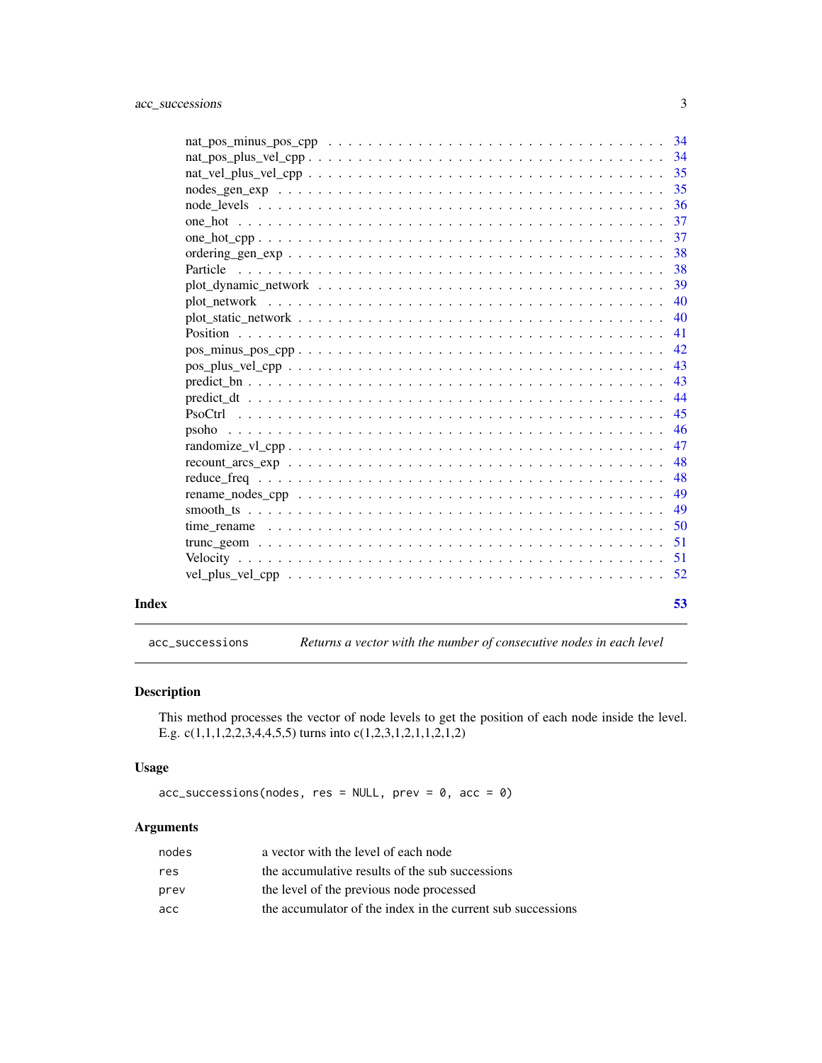nat_pos_minus_pos_cpp . . . . . . . . . . . . . . . . . . . . . . . . . . . . . . . . 34
nat_pos_plus_vel_cpp . . . . . . . . . . . . . . . . . . . . . . . . . . . . . . . . 34
nat_vel_plus_vel_cpp . . . . . . . . . . . . . . . . . . . . . . . . . . . . . . . . 35
nodes_gen_exp . . . . . . . . . . . . . . . . . . . . . . . . . . . . . . . . 35
node_levels . . . . . . . . . . . . . . . . . . . . . . . . . . . . . . . . 36
one_hot . . . . . . . . . . . . . . . . . . . . . . . . . . . . . . . . 37
one_hot_cpp . . . . . . . . . . . . . . . . . . . . . . . . . . . . . . . . 37
ordering_gen_exp . . . . . . . . . . . . . . . . . . . . . . . . . . . . . . . . 38
Particle . . . . . . . . . . . . . . . . . . . . . . . . . . . . . . . . 38
plot_dynamic_network . . . . . . . . . . . . . . . . . . . . . . . . . . . . . . . . 39
plot_network . . . . . . . . . . . . . . . . . . . . . . . . . . . . . . . . 40
plot_static_network . . . . . . . . . . . . . . . . . . . . . . . . . . . . . . . . 40
Position . . . . . . . . . . . . . . . . . . . . . . . . . . . . . . . . 41
pos_minus_pos_cpp . . . . . . . . . . . . . . . . . . . . . . . . . . . . . . . . 42
pos_plus_vel_cpp . . . . . . . . . . . . . . . . . . . . . . . . . . . . . . . . 43
predict_bn . . . . . . . . . . . . . . . . . . . . . . . . . . . . . . . . 43
predict_dt . . . . . . . . . . . . . . . . . . . . . . . . . . . . . . . . 44
PsoCtrl . . . . . . . . . . . . . . . . . . . . . . . . . . . . . . . . 45
psoho . . . . . . . . . . . . . . . . . . . . . . . . . . . . . . . . 46
randomize_vl_cpp . . . . . . . . . . . . . . . . . . . . . . . . . . . . . . . . 47
recount_arcs_exp . . . . . . . . . . . . . . . . . . . . . . . . . . . . . . . . 48
reduce_freq . . . . . . . . . . . . . . . . . . . . . . . . . . . . . . . . 48
rename_nodes_cpp . . . . . . . . . . . . . . . . . . . . . . . . . . . . . . . . 49
smooth_ts . . . . . . . . . . . . . . . . . . . . . . . . . . . . . . . . 49
time_rename . . . . . . . . . . . . . . . . . . . . . . . . . . . . . . . . 50
trunc_geom . . . . . . . . . . . . . . . . . . . . . . . . . . . . . . . . 51
Velocity . . . . . . . . . . . . . . . . . . . . . . . . . . . . . . . . 51
vel_plus_vel_cpp . . . . . . . . . . . . . . . . . . . . . . . . . . . . . . . . 52

**Index** **53**

---

`acc_successions` *Returns a vector with the number of consecutive nodes in each level*

---

## Description

This method processes the vector of node levels to get the position of each node inside the level. E.g. c(1,1,1,2,2,3,4,4,5,5) turns into c(1,2,3,1,2,1,1,2,1,2)

## Usage

```
acc_successions(nodes, res = NULL, prev = 0, acc = 0)
```

## Arguments

| | |
|---|---|
| `nodes` | a vector with the level of each node |
| `res` | the accumulative results of the sub successions |
| `prev` | the level of the previous node processed |
| `acc` | the accumulator of the index in the current sub successions |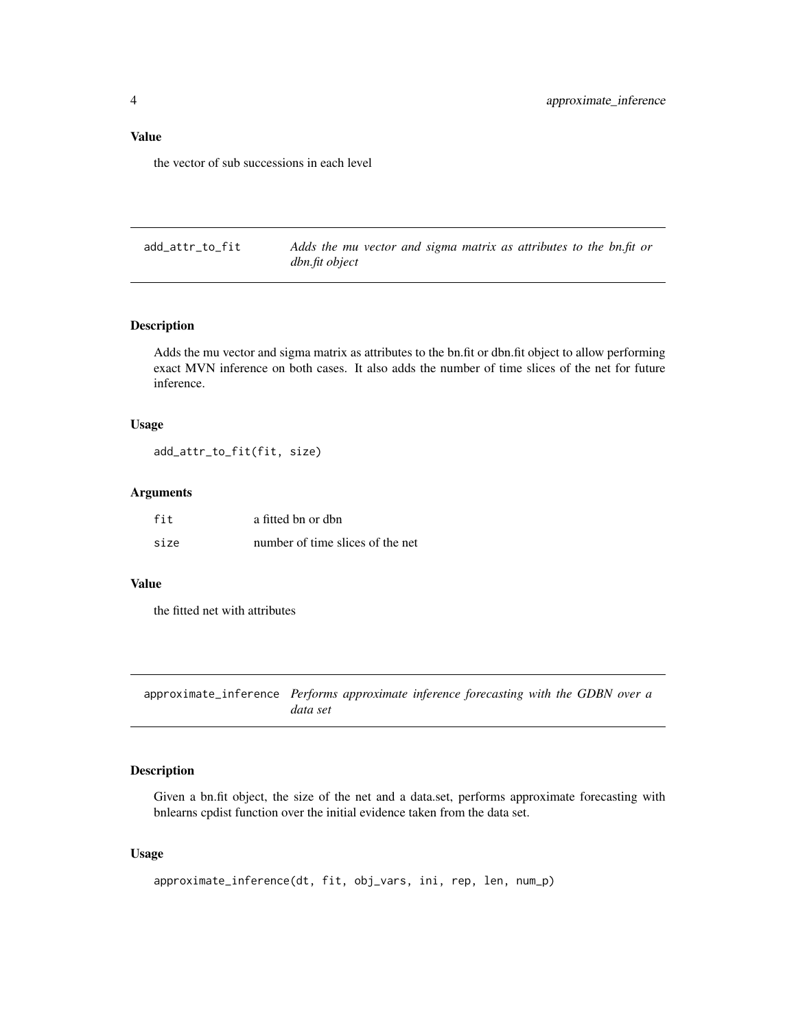### Value

the vector of sub successions in each level

---

## add_attr_to_fit — *Adds the mu vector and sigma matrix as attributes to the bn.fit or dbn.fit object*

### Description

Adds the mu vector and sigma matrix as attributes to the bn.fit or dbn.fit object to allow performing exact MVN inference on both cases. It also adds the number of time slices of the net for future inference.

### Usage

```
add_attr_to_fit(fit, size)
```

### Arguments

| | |
|---|---|
| fit | a fitted bn or dbn |
| size | number of time slices of the net |

### Value

the fitted net with attributes

---

## approximate_inference — *Performs approximate inference forecasting with the GDBN over a data set*

### Description

Given a bn.fit object, the size of the net and a data.set, performs approximate forecasting with bnlearns cpdist function over the initial evidence taken from the data set.

### Usage

```
approximate_inference(dt, fit, obj_vars, ini, rep, len, num_p)
```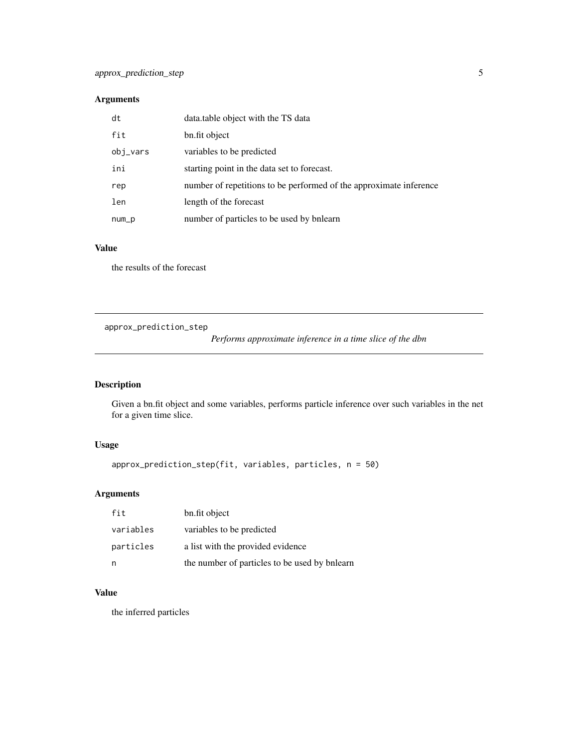## Arguments

| | |
|---|---|
| dt | data.table object with the TS data |
| fit | bn.fit object |
| obj_vars | variables to be predicted |
| ini | starting point in the data set to forecast. |
| rep | number of repetitions to be performed of the approximate inference |
| len | length of the forecast |
| num_p | number of particles to be used by bnlearn |

## Value

the results of the forecast

---

# approx_prediction_step — *Performs approximate inference in a time slice of the dbn*

## Description

Given a bn.fit object and some variables, performs particle inference over such variables in the net for a given time slice.

## Usage

```
approx_prediction_step(fit, variables, particles, n = 50)
```

## Arguments

| | |
|---|---|
| fit | bn.fit object |
| variables | variables to be predicted |
| particles | a list with the provided evidence |
| n | the number of particles to be used by bnlearn |

## Value

the inferred particles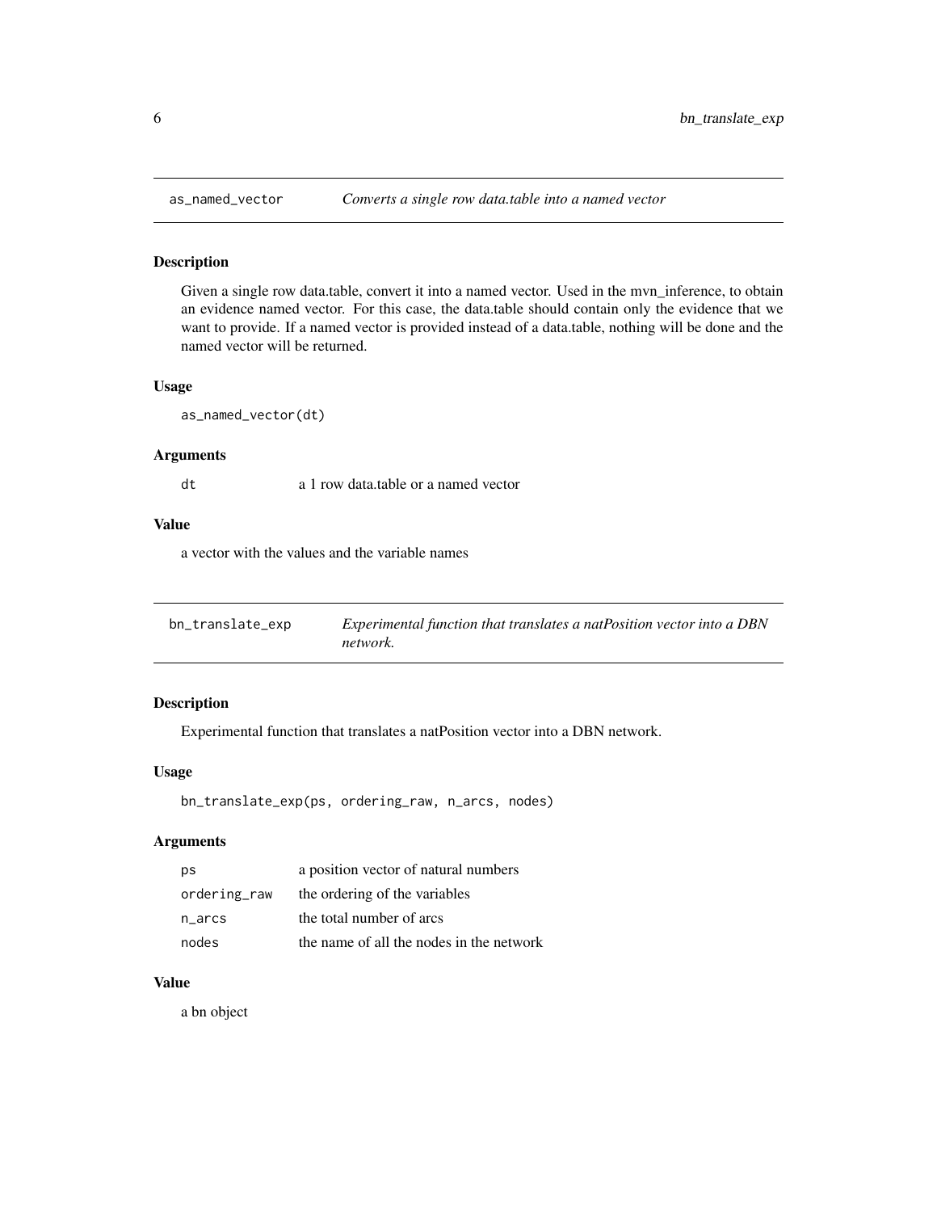## as_named_vector — *Converts a single row data.table into a named vector*

### Description

Given a single row data.table, convert it into a named vector. Used in the mvn_inference, to obtain an evidence named vector. For this case, the data.table should contain only the evidence that we want to provide. If a named vector is provided instead of a data.table, nothing will be done and the named vector will be returned.

### Usage

```
as_named_vector(dt)
```

### Arguments

| | |
|---|---|
| `dt` | a 1 row data.table or a named vector |

### Value

a vector with the values and the variable names

## bn_translate_exp — *Experimental function that translates a natPosition vector into a DBN network.*

### Description

Experimental function that translates a natPosition vector into a DBN network.

### Usage

```
bn_translate_exp(ps, ordering_raw, n_arcs, nodes)
```

### Arguments

| | |
|---|---|
| `ps` | a position vector of natural numbers |
| `ordering_raw` | the ordering of the variables |
| `n_arcs` | the total number of arcs |
| `nodes` | the name of all the nodes in the network |

### Value

a bn object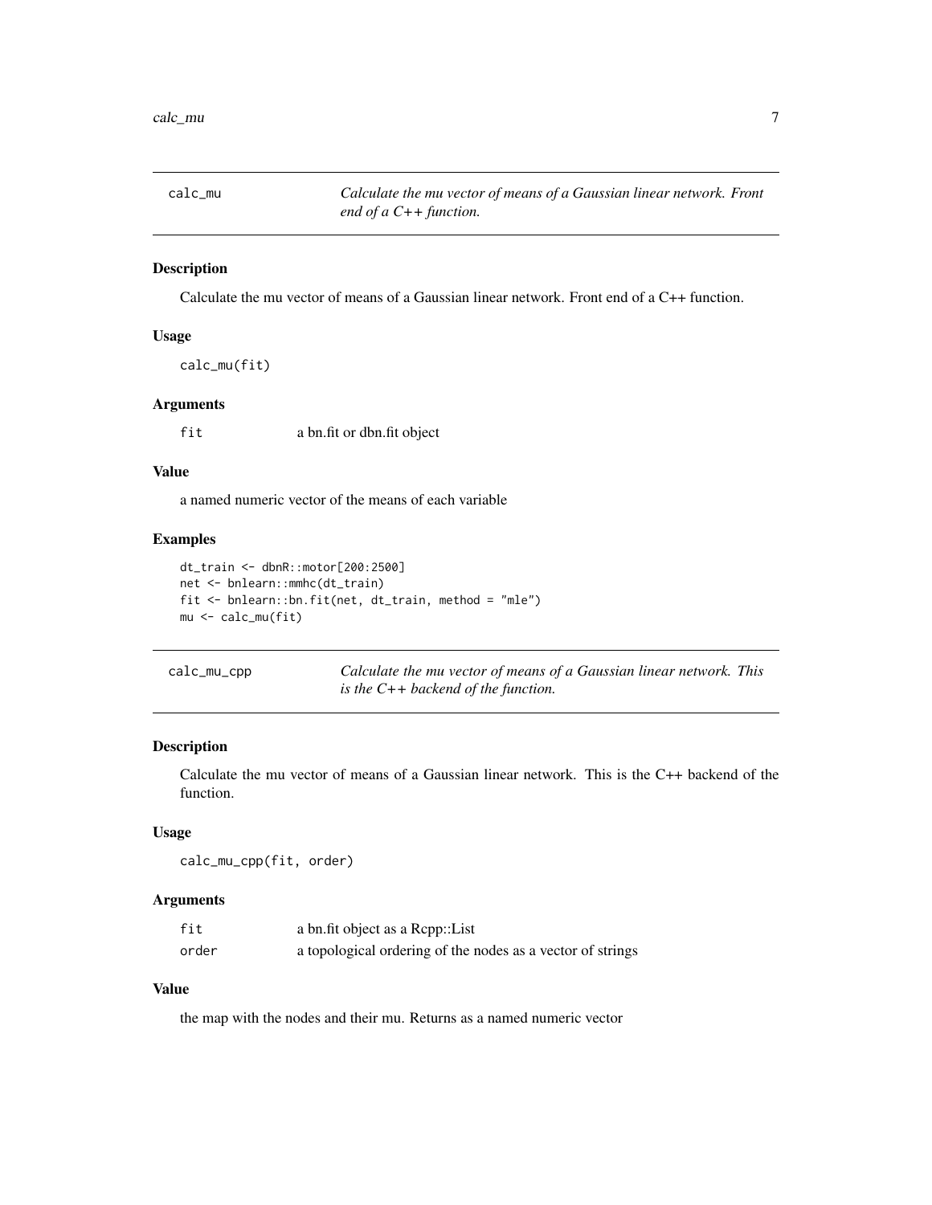## calc_mu

*Calculate the mu vector of means of a Gaussian linear network. Front end of a C++ function.*

### Description

Calculate the mu vector of means of a Gaussian linear network. Front end of a C++ function.

### Usage

```
calc_mu(fit)
```

### Arguments

| | |
|---|---|
| fit | a bn.fit or dbn.fit object |

### Value

a named numeric vector of the means of each variable

### Examples

```
dt_train <- dbnR::motor[200:2500]
net <- bnlearn::mmhc(dt_train)
fit <- bnlearn::bn.fit(net, dt_train, method = "mle")
mu <- calc_mu(fit)
```

## calc_mu_cpp

*Calculate the mu vector of means of a Gaussian linear network. This is the C++ backend of the function.*

### Description

Calculate the mu vector of means of a Gaussian linear network. This is the C++ backend of the function.

### Usage

```
calc_mu_cpp(fit, order)
```

### Arguments

| | |
|---|---|
| fit | a bn.fit object as a Rcpp::List |
| order | a topological ordering of the nodes as a vector of strings |

### Value

the map with the nodes and their mu. Returns as a named numeric vector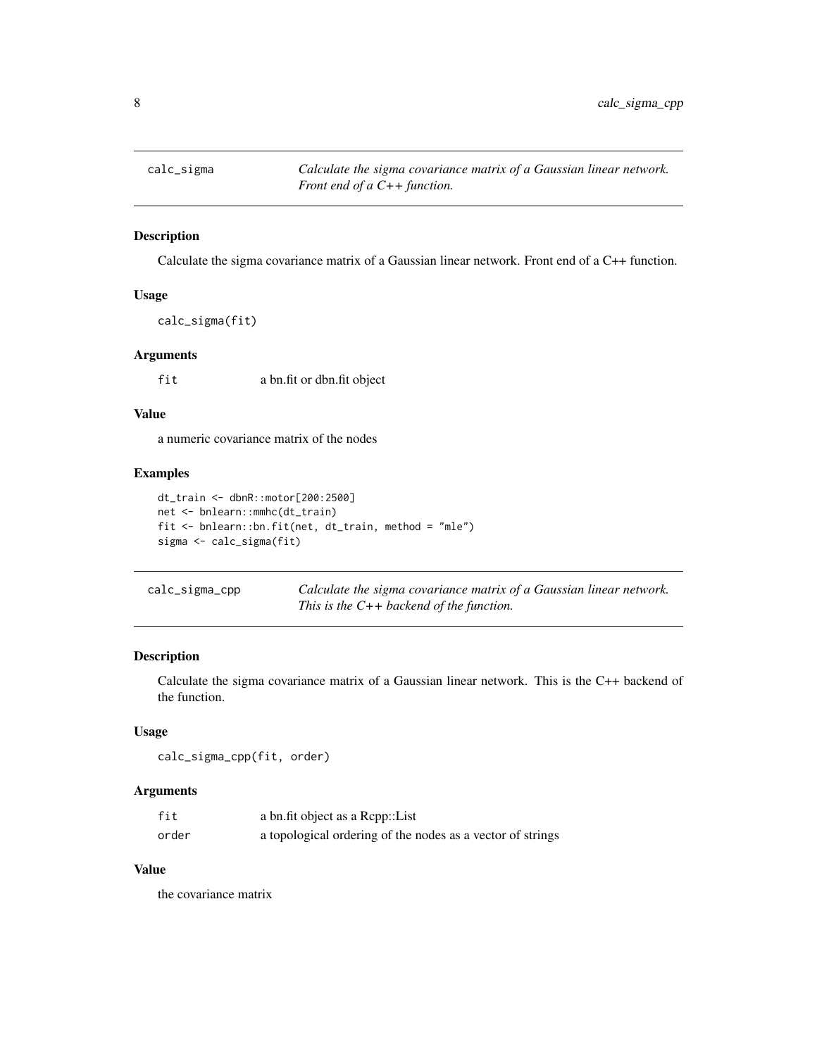## calc_sigma

*Calculate the sigma covariance matrix of a Gaussian linear network. Front end of a C++ function.*

### Description

Calculate the sigma covariance matrix of a Gaussian linear network. Front end of a C++ function.

### Usage

```
calc_sigma(fit)
```

### Arguments

| | |
|---|---|
| fit | a bn.fit or dbn.fit object |

### Value

a numeric covariance matrix of the nodes

### Examples

```
dt_train <- dbnR::motor[200:2500]
net <- bnlearn::mmhc(dt_train)
fit <- bnlearn::bn.fit(net, dt_train, method = "mle")
sigma <- calc_sigma(fit)
```

## calc_sigma_cpp

*Calculate the sigma covariance matrix of a Gaussian linear network. This is the C++ backend of the function.*

### Description

Calculate the sigma covariance matrix of a Gaussian linear network. This is the C++ backend of the function.

### Usage

```
calc_sigma_cpp(fit, order)
```

### Arguments

| | |
|---|---|
| fit | a bn.fit object as a Rcpp::List |
| order | a topological ordering of the nodes as a vector of strings |

### Value

the covariance matrix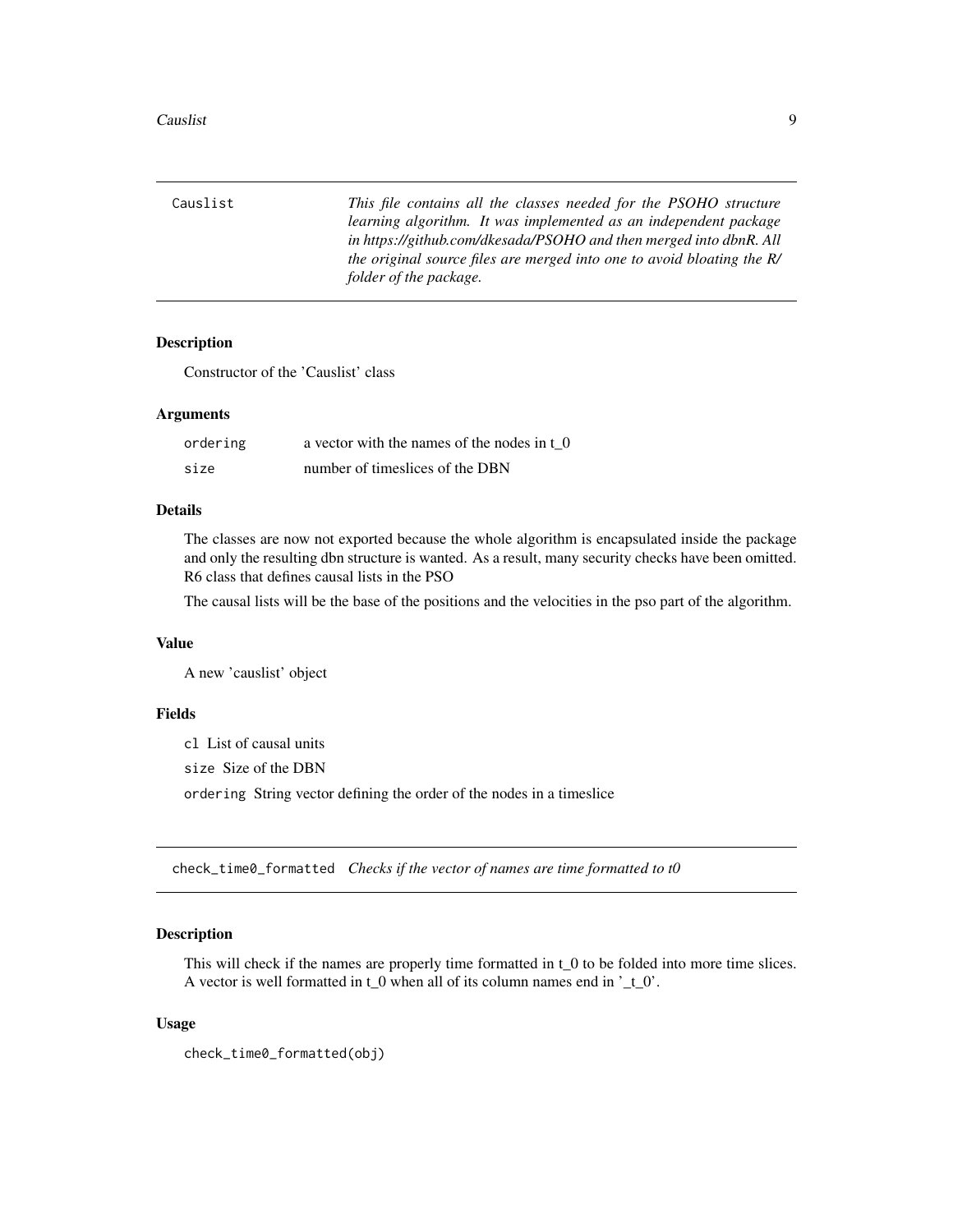## Causlist

*This file contains all the classes needed for the PSOHO structure learning algorithm. It was implemented as an independent package in https://github.com/dkesada/PSOHO and then merged into dbnR. All the original source files are merged into one to avoid bloating the R/ folder of the package.*

### Description

Constructor of the 'Causlist' class

### Arguments

| | |
|---|---|
| `ordering` | a vector with the names of the nodes in t_0 |
| `size` | number of timeslices of the DBN |

### Details

The classes are now not exported because the whole algorithm is encapsulated inside the package and only the resulting dbn structure is wanted. As a result, many security checks have been omitted. R6 class that defines causal lists in the PSO

The causal lists will be the base of the positions and the velocities in the pso part of the algorithm.

### Value

A new 'causlist' object

### Fields

`cl` List of causal units

`size` Size of the DBN

`ordering` String vector defining the order of the nodes in a timeslice

## check_time0_formatted

*Checks if the vector of names are time formatted to t0*

### Description

This will check if the names are properly time formatted in t_0 to be folded into more time slices. A vector is well formatted in t_0 when all of its column names end in '_t_0'.

### Usage

```
check_time0_formatted(obj)
```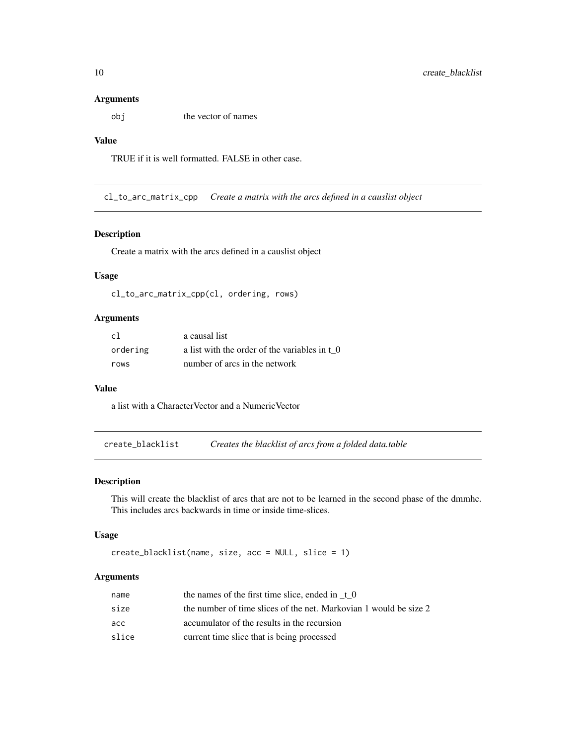### Arguments

| | |
|---|---|
| obj | the vector of names |

### Value

TRUE if it is well formatted. FALSE in other case.

---

## cl_to_arc_matrix_cpp *Create a matrix with the arcs defined in a causlist object*

### Description

Create a matrix with the arcs defined in a causlist object

### Usage

```
cl_to_arc_matrix_cpp(cl, ordering, rows)
```

### Arguments

| | |
|---|---|
| cl | a causal list |
| ordering | a list with the order of the variables in t_0 |
| rows | number of arcs in the network |

### Value

a list with a CharacterVector and a NumericVector

---

## create_blacklist *Creates the blacklist of arcs from a folded data.table*

### Description

This will create the blacklist of arcs that are not to be learned in the second phase of the dmmhc. This includes arcs backwards in time or inside time-slices.

### Usage

```
create_blacklist(name, size, acc = NULL, slice = 1)
```

### Arguments

| | |
|---|---|
| name | the names of the first time slice, ended in _t_0 |
| size | the number of time slices of the net. Markovian 1 would be size 2 |
| acc | accumulator of the results in the recursion |
| slice | current time slice that is being processed |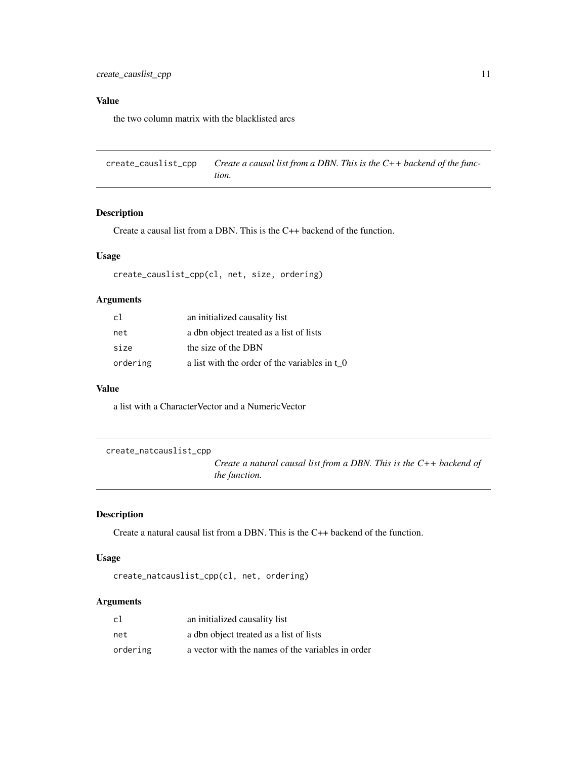## Value

the two column matrix with the blacklisted arcs

---

## create_causlist_cpp — *Create a causal list from a DBN. This is the C++ backend of the function.*

### Description

Create a causal list from a DBN. This is the C++ backend of the function.

### Usage

```
create_causlist_cpp(cl, net, size, ordering)
```

### Arguments

| | |
|---|---|
| cl | an initialized causality list |
| net | a dbn object treated as a list of lists |
| size | the size of the DBN |
| ordering | a list with the order of the variables in t_0 |

### Value

a list with a CharacterVector and a NumericVector

---

## create_natcauslist_cpp — *Create a natural causal list from a DBN. This is the C++ backend of the function.*

### Description

Create a natural causal list from a DBN. This is the C++ backend of the function.

### Usage

```
create_natcauslist_cpp(cl, net, ordering)
```

### Arguments

| | |
|---|---|
| cl | an initialized causality list |
| net | a dbn object treated as a list of lists |
| ordering | a vector with the names of the variables in order |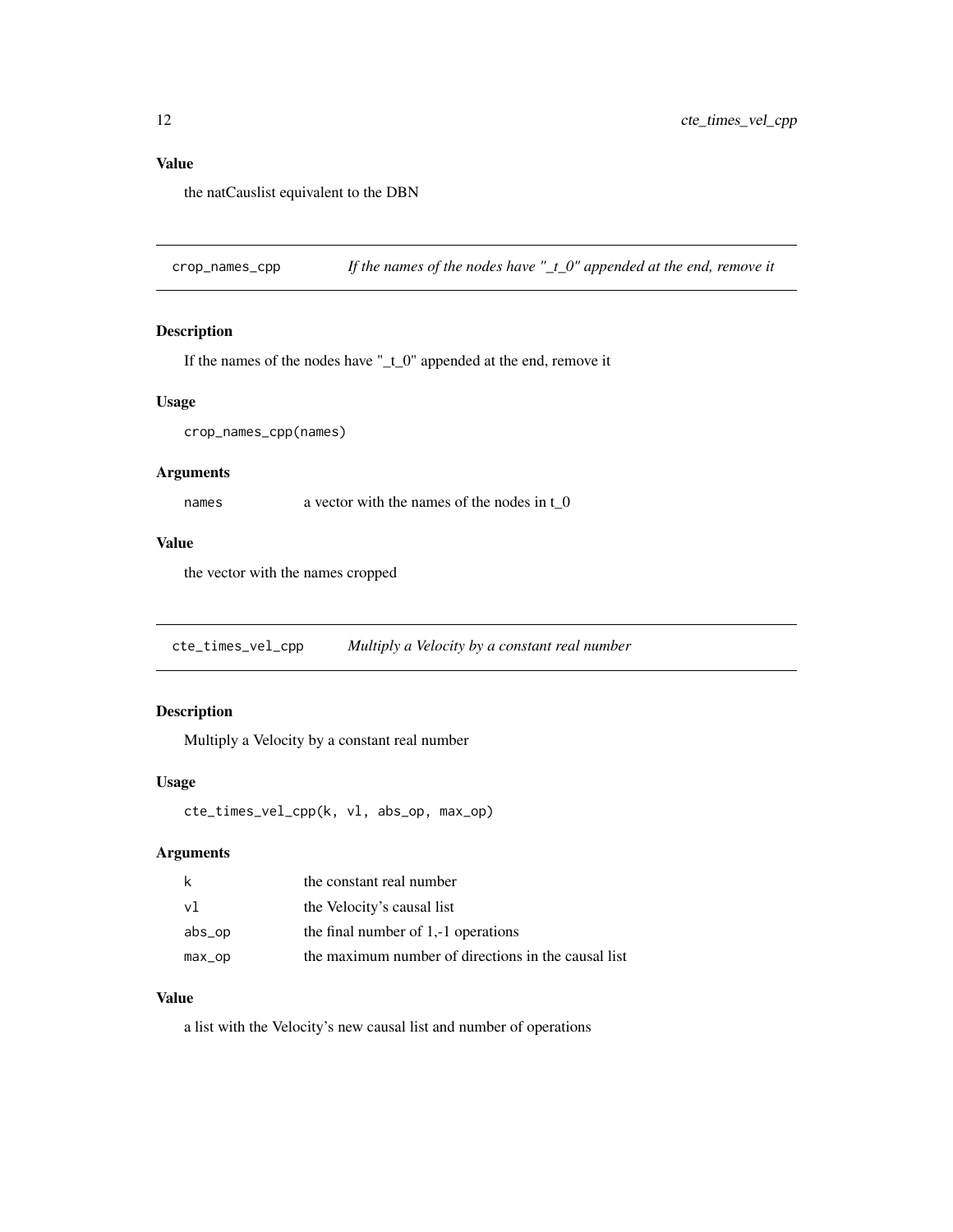### Value

the natCauslist equivalent to the DBN

---

## crop_names_cpp — *If the names of the nodes have "_t_0" appended at the end, remove it*

### Description

If the names of the nodes have "_t_0" appended at the end, remove it

### Usage

```
crop_names_cpp(names)
```

### Arguments

| | |
|---|---|
| names | a vector with the names of the nodes in t_0 |

### Value

the vector with the names cropped

---

## cte_times_vel_cpp — *Multiply a Velocity by a constant real number*

### Description

Multiply a Velocity by a constant real number

### Usage

```
cte_times_vel_cpp(k, vl, abs_op, max_op)
```

### Arguments

| | |
|---|---|
| k | the constant real number |
| vl | the Velocity's causal list |
| abs_op | the final number of 1,-1 operations |
| max_op | the maximum number of directions in the causal list |

### Value

a list with the Velocity's new causal list and number of operations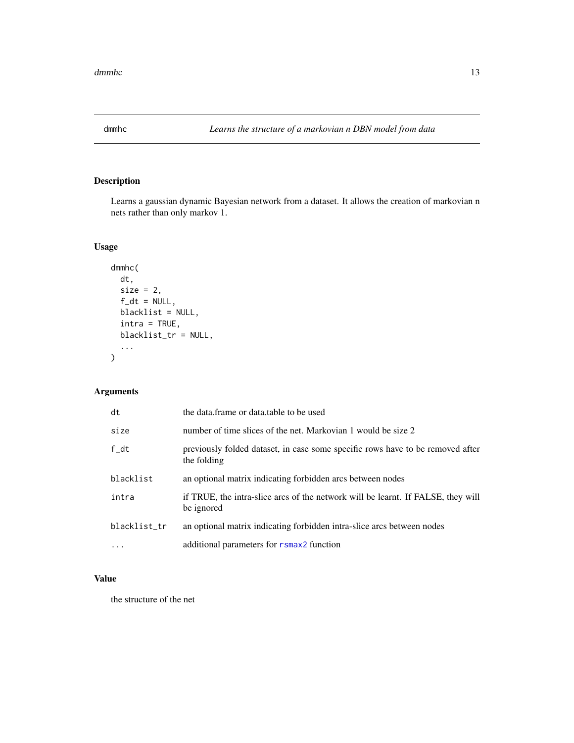## dmmhc — *Learns the structure of a markovian n DBN model from data*

### Description

Learns a gaussian dynamic Bayesian network from a dataset. It allows the creation of markovian n nets rather than only markov 1.

### Usage

```
dmmhc(
  dt,
  size = 2,
  f_dt = NULL,
  blacklist = NULL,
  intra = TRUE,
  blacklist_tr = NULL,
  ...
)
```

### Arguments

| | |
|---|---|
| dt | the data.frame or data.table to be used |
| size | number of time slices of the net. Markovian 1 would be size 2 |
| f_dt | previously folded dataset, in case some specific rows have to be removed after the folding |
| blacklist | an optional matrix indicating forbidden arcs between nodes |
| intra | if TRUE, the intra-slice arcs of the network will be learnt. If FALSE, they will be ignored |
| blacklist_tr | an optional matrix indicating forbidden intra-slice arcs between nodes |
| ... | additional parameters for rsmax2 function |

### Value

the structure of the net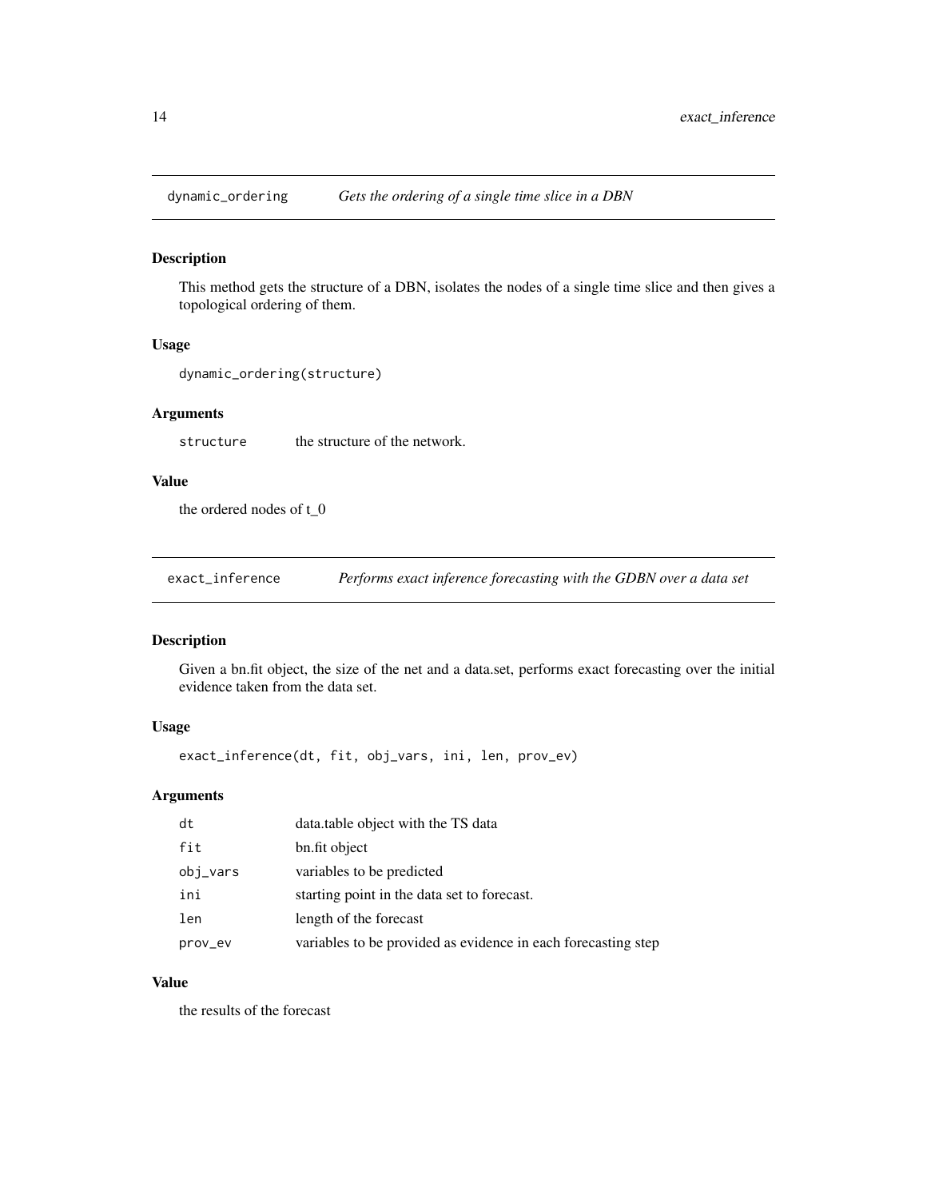## dynamic_ordering — *Gets the ordering of a single time slice in a DBN*

### Description

This method gets the structure of a DBN, isolates the nodes of a single time slice and then gives a topological ordering of them.

### Usage

```
dynamic_ordering(structure)
```

### Arguments

| | |
|---|---|
| structure | the structure of the network. |

### Value

the ordered nodes of t_0

## exact_inference — *Performs exact inference forecasting with the GDBN over a data set*

### Description

Given a bn.fit object, the size of the net and a data.set, performs exact forecasting over the initial evidence taken from the data set.

### Usage

```
exact_inference(dt, fit, obj_vars, ini, len, prov_ev)
```

### Arguments

| | |
|---|---|
| dt | data.table object with the TS data |
| fit | bn.fit object |
| obj_vars | variables to be predicted |
| ini | starting point in the data set to forecast. |
| len | length of the forecast |
| prov_ev | variables to be provided as evidence in each forecasting step |

### Value

the results of the forecast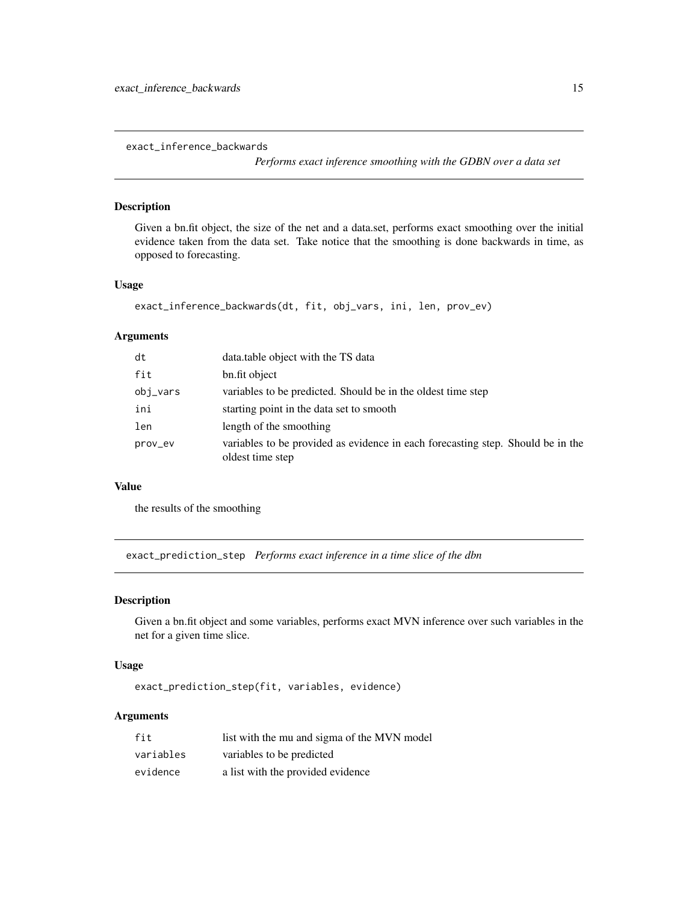## exact_inference_backwards

*Performs exact inference smoothing with the GDBN over a data set*

### Description

Given a bn.fit object, the size of the net and a data.set, performs exact smoothing over the initial evidence taken from the data set. Take notice that the smoothing is done backwards in time, as opposed to forecasting.

### Usage

```
exact_inference_backwards(dt, fit, obj_vars, ini, len, prov_ev)
```

### Arguments

| | |
|---|---|
| `dt` | data.table object with the TS data |
| `fit` | bn.fit object |
| `obj_vars` | variables to be predicted. Should be in the oldest time step |
| `ini` | starting point in the data set to smooth |
| `len` | length of the smoothing |
| `prov_ev` | variables to be provided as evidence in each forecasting step. Should be in the oldest time step |

### Value

the results of the smoothing

## exact_prediction_step

*Performs exact inference in a time slice of the dbn*

### Description

Given a bn.fit object and some variables, performs exact MVN inference over such variables in the net for a given time slice.

### Usage

```
exact_prediction_step(fit, variables, evidence)
```

### Arguments

| | |
|---|---|
| `fit` | list with the mu and sigma of the MVN model |
| `variables` | variables to be predicted |
| `evidence` | a list with the provided evidence |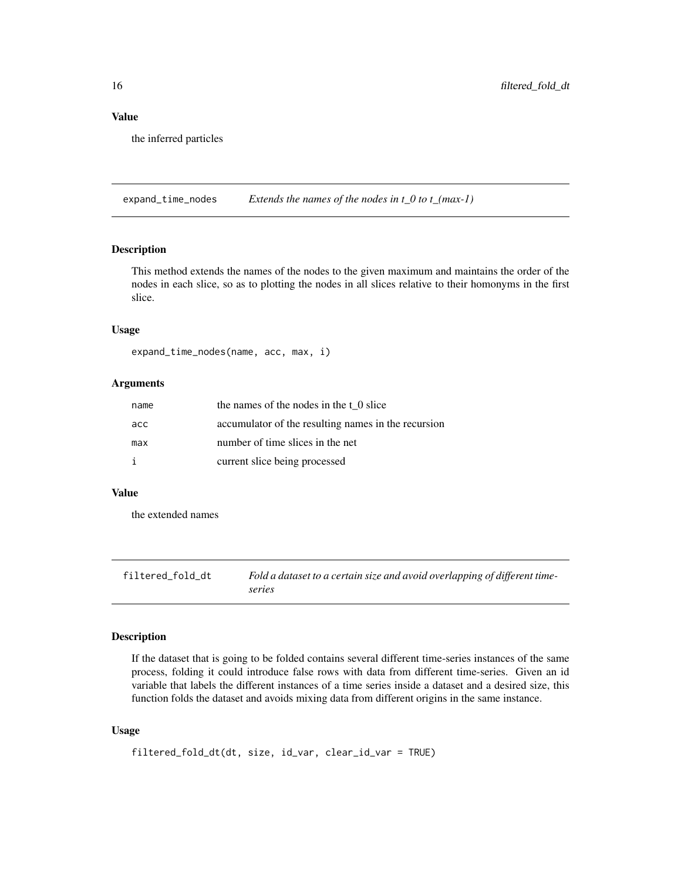### Value

the inferred particles

---

## expand_time_nodes — *Extends the names of the nodes in t_0 to t_(max-1)*

### Description

This method extends the names of the nodes to the given maximum and maintains the order of the nodes in each slice, so as to plotting the nodes in all slices relative to their homonyms in the first slice.

### Usage

```
expand_time_nodes(name, acc, max, i)
```

### Arguments

| | |
|---|---|
| name | the names of the nodes in the t_0 slice |
| acc | accumulator of the resulting names in the recursion |
| max | number of time slices in the net |
| i | current slice being processed |

### Value

the extended names

---

## filtered_fold_dt — *Fold a dataset to a certain size and avoid overlapping of different time-series*

### Description

If the dataset that is going to be folded contains several different time-series instances of the same process, folding it could introduce false rows with data from different time-series. Given an id variable that labels the different instances of a time series inside a dataset and a desired size, this function folds the dataset and avoids mixing data from different origins in the same instance.

### Usage

```
filtered_fold_dt(dt, size, id_var, clear_id_var = TRUE)
```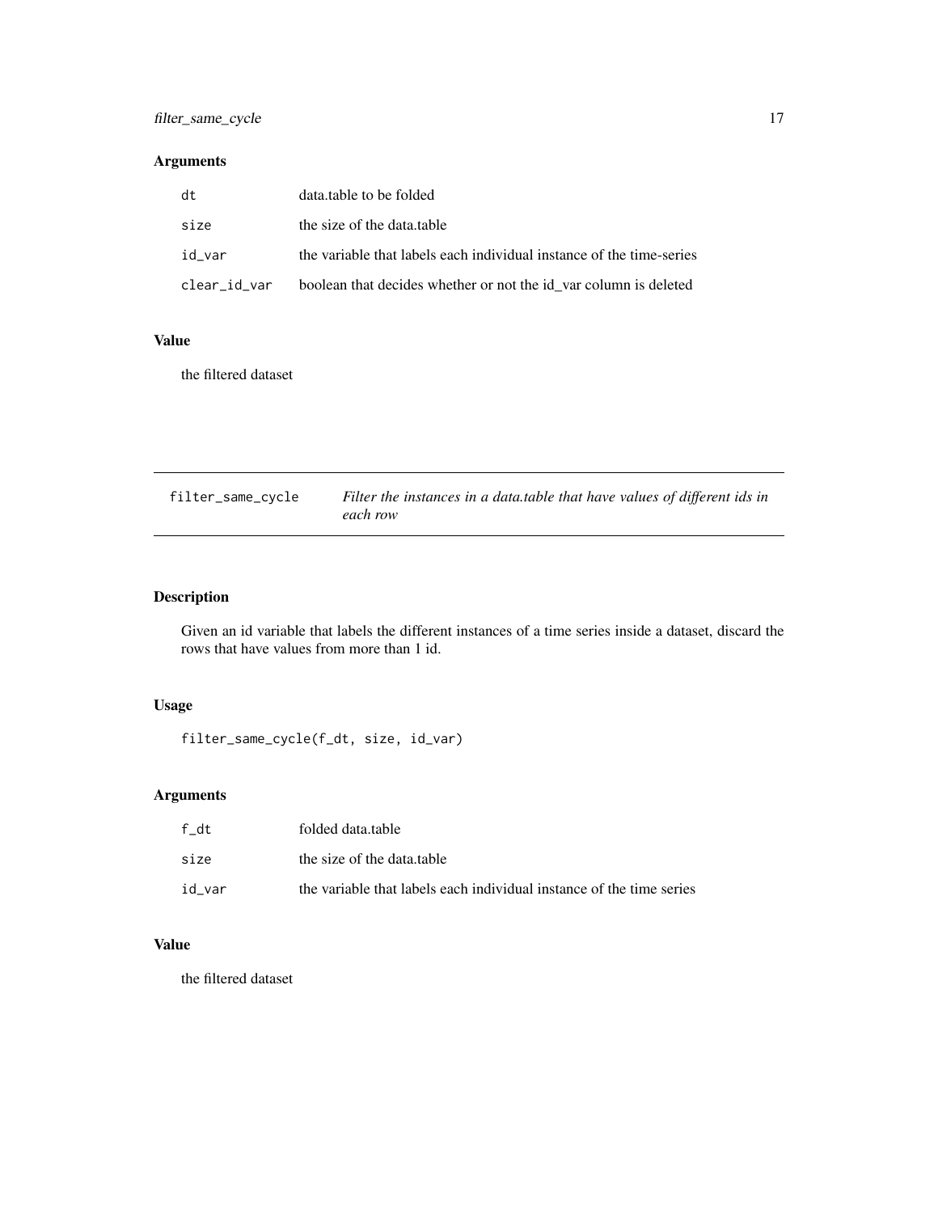## Arguments

| | |
|---|---|
| dt | data.table to be folded |
| size | the size of the data.table |
| id_var | the variable that labels each individual instance of the time-series |
| clear_id_var | boolean that decides whether or not the id_var column is deleted |

## Value

the filtered dataset

---

# filter_same_cycle — *Filter the instances in a data.table that have values of different ids in each row*

## Description

Given an id variable that labels the different instances of a time series inside a dataset, discard the rows that have values from more than 1 id.

## Usage

```
filter_same_cycle(f_dt, size, id_var)
```

## Arguments

| | |
|---|---|
| f_dt | folded data.table |
| size | the size of the data.table |
| id_var | the variable that labels each individual instance of the time series |

## Value

the filtered dataset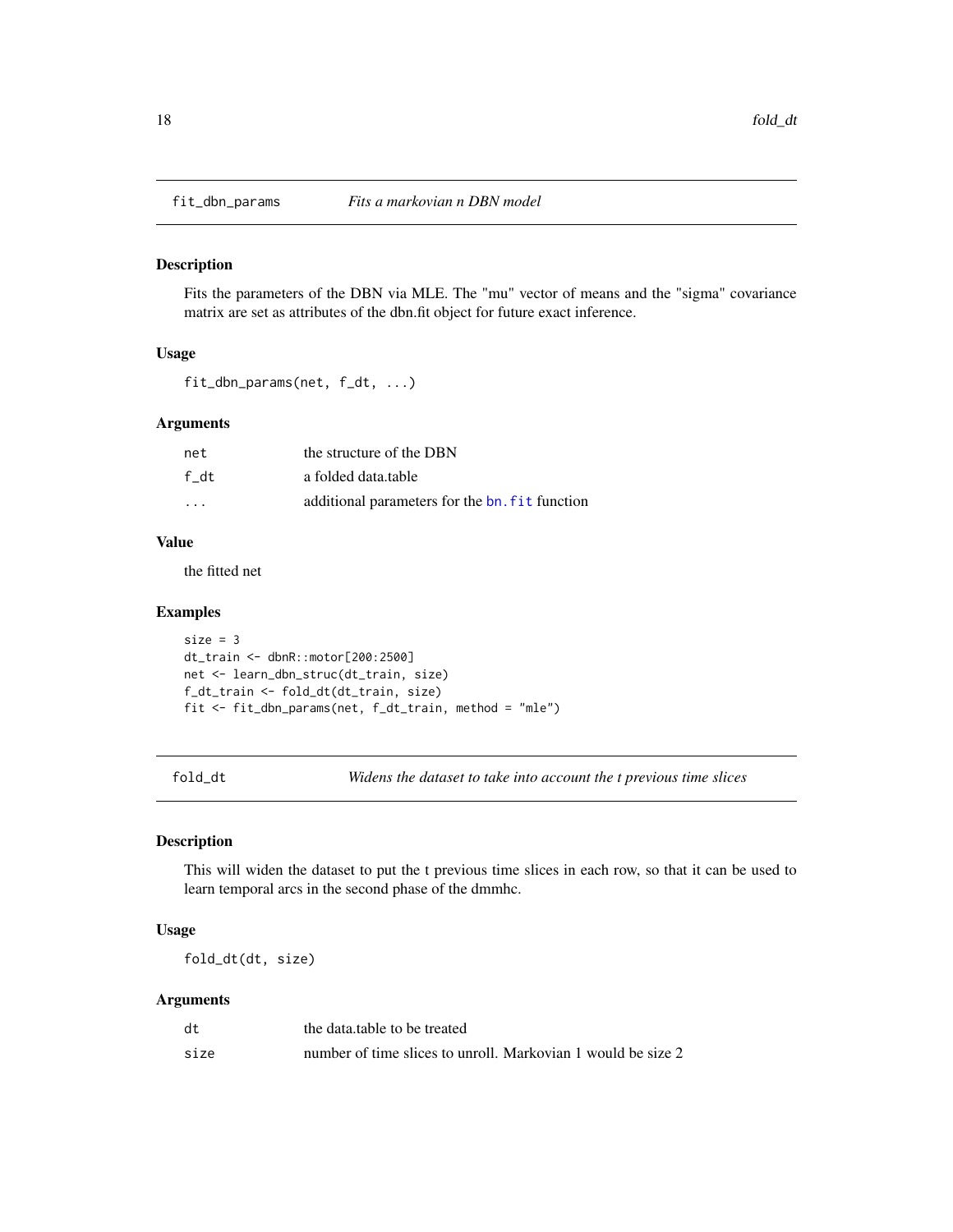## fit_dbn_params — *Fits a markovian n DBN model*

### Description

Fits the parameters of the DBN via MLE. The "mu" vector of means and the "sigma" covariance matrix are set as attributes of the dbn.fit object for future exact inference.

### Usage

```
fit_dbn_params(net, f_dt, ...)
```

### Arguments

| | |
|---|---|
| `net` | the structure of the DBN |
| `f_dt` | a folded data.table |
| `...` | additional parameters for the `bn.fit` function |

### Value

the fitted net

### Examples

```
size = 3
dt_train <- dbnR::motor[200:2500]
net <- learn_dbn_struc(dt_train, size)
f_dt_train <- fold_dt(dt_train, size)
fit <- fit_dbn_params(net, f_dt_train, method = "mle")
```

## fold_dt — *Widens the dataset to take into account the t previous time slices*

### Description

This will widen the dataset to put the t previous time slices in each row, so that it can be used to learn temporal arcs in the second phase of the dmmhc.

### Usage

```
fold_dt(dt, size)
```

### Arguments

| | |
|---|---|
| `dt` | the data.table to be treated |
| `size` | number of time slices to unroll. Markovian 1 would be size 2 |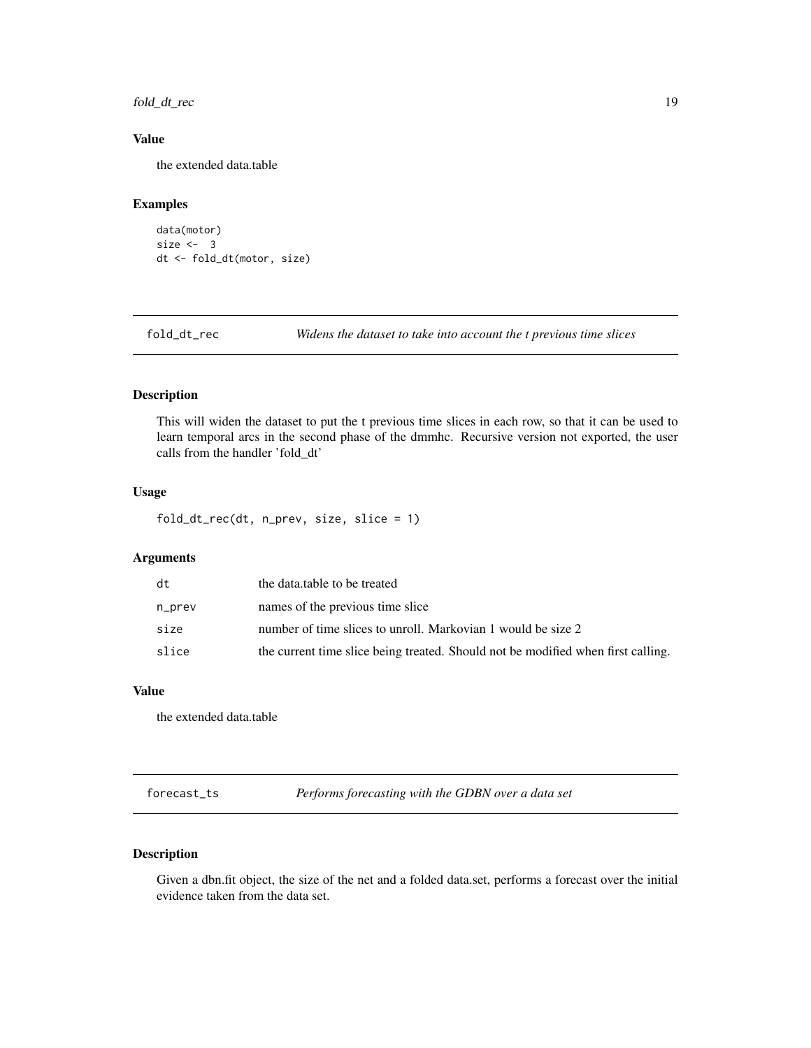### Value

the extended data.table

### Examples

```
data(motor)
size <-  3
dt <- fold_dt(motor, size)
```

---

## fold_dt_rec — *Widens the dataset to take into account the t previous time slices*

### Description

This will widen the dataset to put the t previous time slices in each row, so that it can be used to learn temporal arcs in the second phase of the dmmhc. Recursive version not exported, the user calls from the handler 'fold_dt'

### Usage

```
fold_dt_rec(dt, n_prev, size, slice = 1)
```

### Arguments

| | |
|---|---|
| dt | the data.table to be treated |
| n_prev | names of the previous time slice |
| size | number of time slices to unroll. Markovian 1 would be size 2 |
| slice | the current time slice being treated. Should not be modified when first calling. |

### Value

the extended data.table

---

## forecast_ts — *Performs forecasting with the GDBN over a data set*

### Description

Given a dbn.fit object, the size of the net and a folded data.set, performs a forecast over the initial evidence taken from the data set.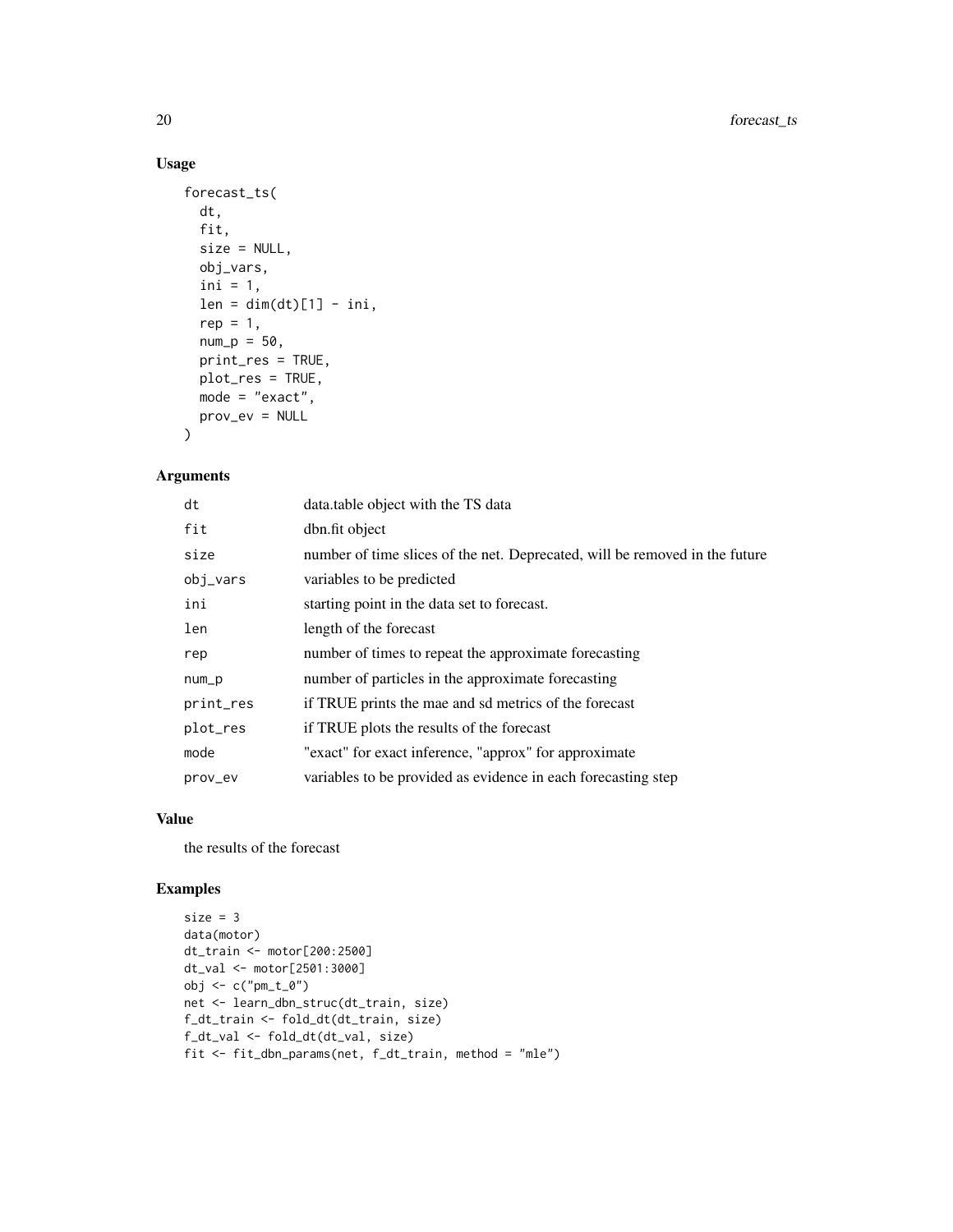### Usage

```
forecast_ts(
  dt,
  fit,
  size = NULL,
  obj_vars,
  ini = 1,
  len = dim(dt)[1] - ini,
  rep = 1,
  num_p = 50,
  print_res = TRUE,
  plot_res = TRUE,
  mode = "exact",
  prov_ev = NULL
)
```

### Arguments

| | |
|---|---|
| dt | data.table object with the TS data |
| fit | dbn.fit object |
| size | number of time slices of the net. Deprecated, will be removed in the future |
| obj_vars | variables to be predicted |
| ini | starting point in the data set to forecast. |
| len | length of the forecast |
| rep | number of times to repeat the approximate forecasting |
| num_p | number of particles in the approximate forecasting |
| print_res | if TRUE prints the mae and sd metrics of the forecast |
| plot_res | if TRUE plots the results of the forecast |
| mode | "exact" for exact inference, "approx" for approximate |
| prov_ev | variables to be provided as evidence in each forecasting step |

### Value

the results of the forecast

### Examples

```
size = 3
data(motor)
dt_train <- motor[200:2500]
dt_val <- motor[2501:3000]
obj <- c("pm_t_0")
net <- learn_dbn_struc(dt_train, size)
f_dt_train <- fold_dt(dt_train, size)
f_dt_val <- fold_dt(dt_val, size)
fit <- fit_dbn_params(net, f_dt_train, method = "mle")
```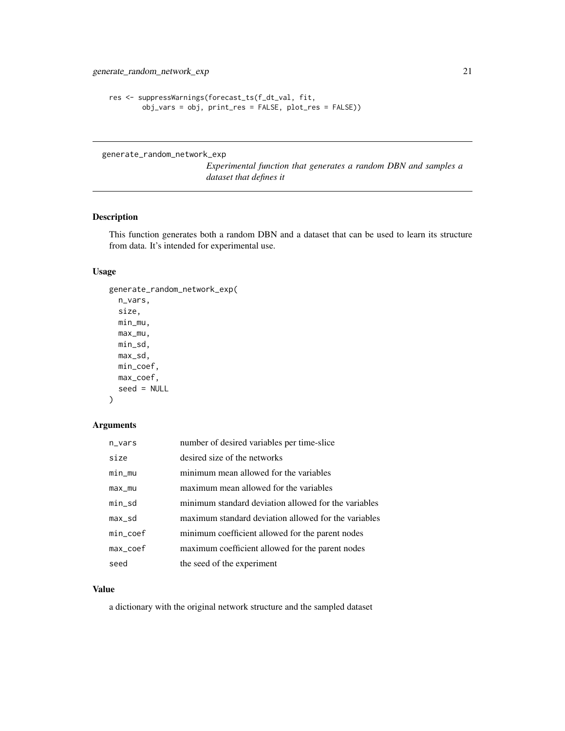```
res <- suppressWarnings(forecast_ts(f_dt_val, fit,
        obj_vars = obj, print_res = FALSE, plot_res = FALSE))
```

---

## generate_random_network_exp

*Experimental function that generates a random DBN and samples a dataset that defines it*

---

### Description

This function generates both a random DBN and a dataset that can be used to learn its structure from data. It's intended for experimental use.

### Usage

```
generate_random_network_exp(
  n_vars,
  size,
  min_mu,
  max_mu,
  min_sd,
  max_sd,
  min_coef,
  max_coef,
  seed = NULL
)
```

### Arguments

| | |
|---|---|
| `n_vars` | number of desired variables per time-slice |
| `size` | desired size of the networks |
| `min_mu` | minimum mean allowed for the variables |
| `max_mu` | maximum mean allowed for the variables |
| `min_sd` | minimum standard deviation allowed for the variables |
| `max_sd` | maximum standard deviation allowed for the variables |
| `min_coef` | minimum coefficient allowed for the parent nodes |
| `max_coef` | maximum coefficient allowed for the parent nodes |
| `seed` | the seed of the experiment |

### Value

a dictionary with the original network structure and the sampled dataset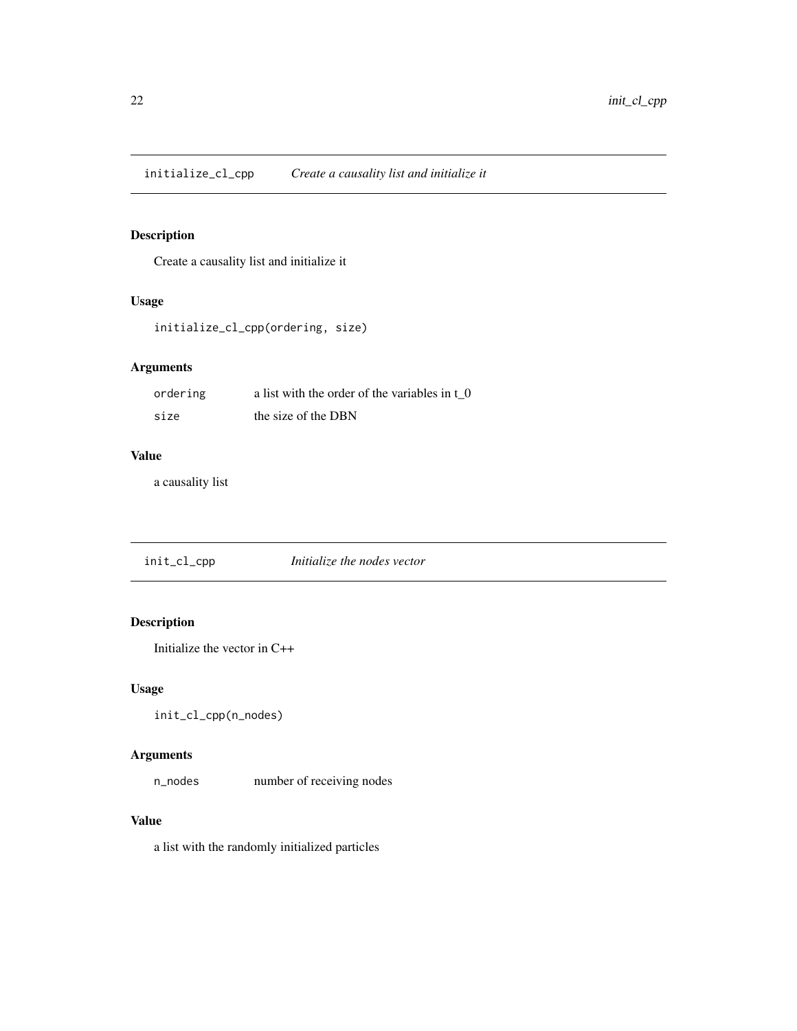## initialize_cl_cpp *Create a causality list and initialize it*

### Description

Create a causality list and initialize it

### Usage

```
initialize_cl_cpp(ordering, size)
```

### Arguments

| | |
|---|---|
| ordering | a list with the order of the variables in t_0 |
| size | the size of the DBN |

### Value

a causality list

## init_cl_cpp *Initialize the nodes vector*

### Description

Initialize the vector in C++

### Usage

```
init_cl_cpp(n_nodes)
```

### Arguments

| | |
|---|---|
| n_nodes | number of receiving nodes |

### Value

a list with the randomly initialized particles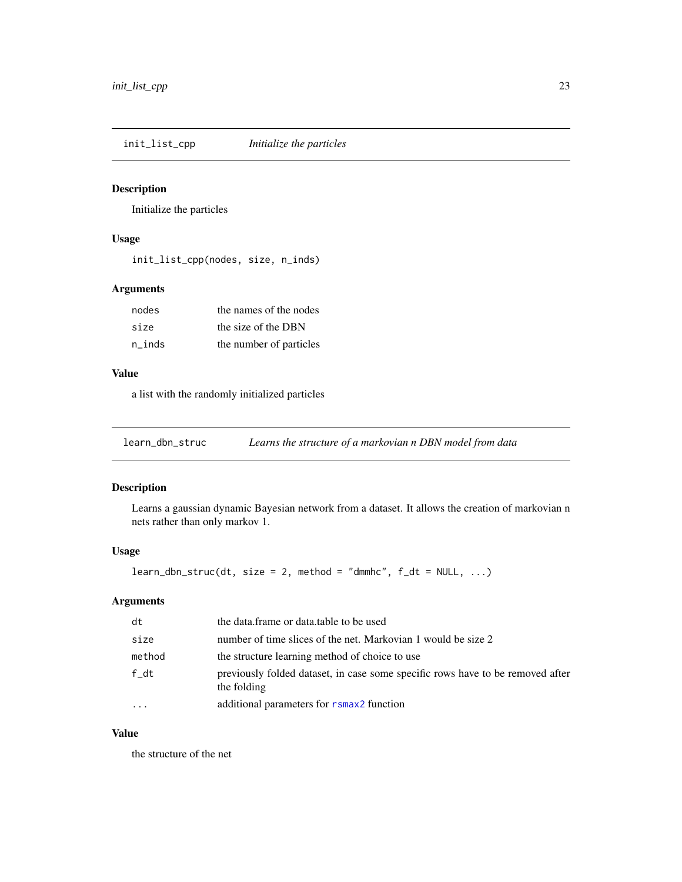## init_list_cpp — *Initialize the particles*

### Description

Initialize the particles

### Usage

```
init_list_cpp(nodes, size, n_inds)
```

### Arguments

| | |
|---|---|
| nodes | the names of the nodes |
| size | the size of the DBN |
| n_inds | the number of particles |

### Value

a list with the randomly initialized particles

## learn_dbn_struc — *Learns the structure of a markovian n DBN model from data*

### Description

Learns a gaussian dynamic Bayesian network from a dataset. It allows the creation of markovian n nets rather than only markov 1.

### Usage

```
learn_dbn_struc(dt, size = 2, method = "dmmhc", f_dt = NULL, ...)
```

### Arguments

| | |
|---|---|
| dt | the data.frame or data.table to be used |
| size | number of time slices of the net. Markovian 1 would be size 2 |
| method | the structure learning method of choice to use |
| f_dt | previously folded dataset, in case some specific rows have to be removed after the folding |
| ... | additional parameters for rsmax2 function |

### Value

the structure of the net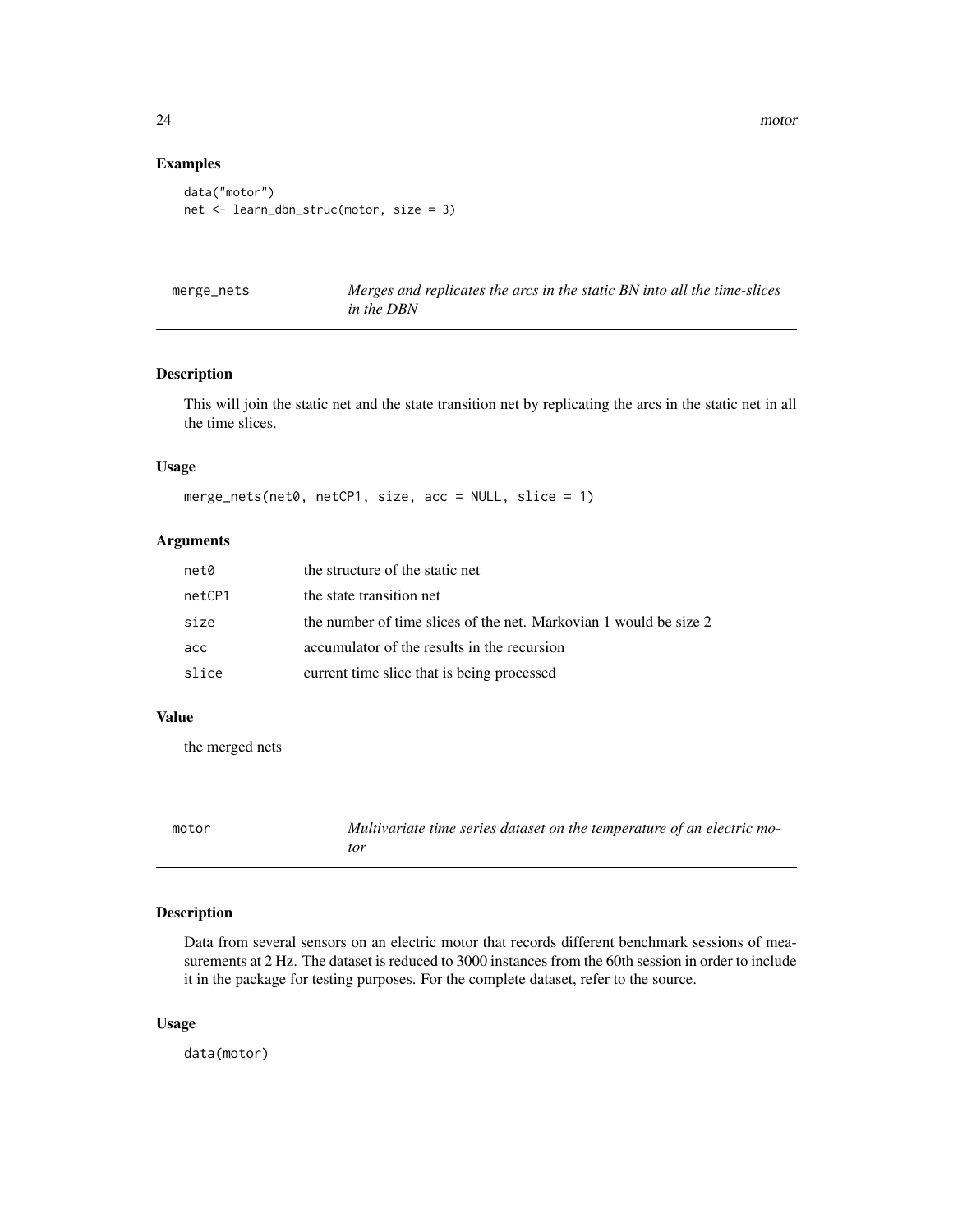## Examples

```
data("motor")
net <- learn_dbn_struc(motor, size = 3)
```

---

## merge_nets — *Merges and replicates the arcs in the static BN into all the time-slices in the DBN*

### Description

This will join the static net and the state transition net by replicating the arcs in the static net in all the time slices.

### Usage

```
merge_nets(net0, netCP1, size, acc = NULL, slice = 1)
```

### Arguments

| | |
|---|---|
| net0 | the structure of the static net |
| netCP1 | the state transition net |
| size | the number of time slices of the net. Markovian 1 would be size 2 |
| acc | accumulator of the results in the recursion |
| slice | current time slice that is being processed |

### Value

the merged nets

---

## motor — *Multivariate time series dataset on the temperature of an electric motor*

### Description

Data from several sensors on an electric motor that records different benchmark sessions of measurements at 2 Hz. The dataset is reduced to 3000 instances from the 60th session in order to include it in the package for testing purposes. For the complete dataset, refer to the source.

### Usage

```
data(motor)
```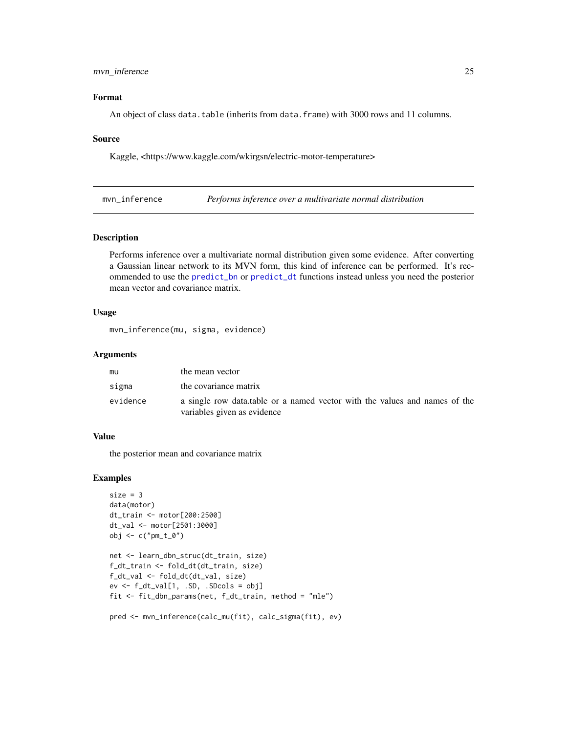## Format

An object of class data.table (inherits from data.frame) with 3000 rows and 11 columns.

## Source

Kaggle, <https://www.kaggle.com/wkirgsn/electric-motor-temperature>

---

# mvn_inference &nbsp;&nbsp;&nbsp;&nbsp; *Performs inference over a multivariate normal distribution*

---

## Description

Performs inference over a multivariate normal distribution given some evidence. After converting a Gaussian linear network to its MVN form, this kind of inference can be performed. It's recommended to use the predict_bn or predict_dt functions instead unless you need the posterior mean vector and covariance matrix.

## Usage

```
mvn_inference(mu, sigma, evidence)
```

## Arguments

| | |
|---|---|
| mu | the mean vector |
| sigma | the covariance matrix |
| evidence | a single row data.table or a named vector with the values and names of the variables given as evidence |

## Value

the posterior mean and covariance matrix

## Examples

```
size = 3
data(motor)
dt_train <- motor[200:2500]
dt_val <- motor[2501:3000]
obj <- c("pm_t_0")

net <- learn_dbn_struc(dt_train, size)
f_dt_train <- fold_dt(dt_train, size)
f_dt_val <- fold_dt(dt_val, size)
ev <- f_dt_val[1, .SD, .SDcols = obj]
fit <- fit_dbn_params(net, f_dt_train, method = "mle")

pred <- mvn_inference(calc_mu(fit), calc_sigma(fit), ev)
```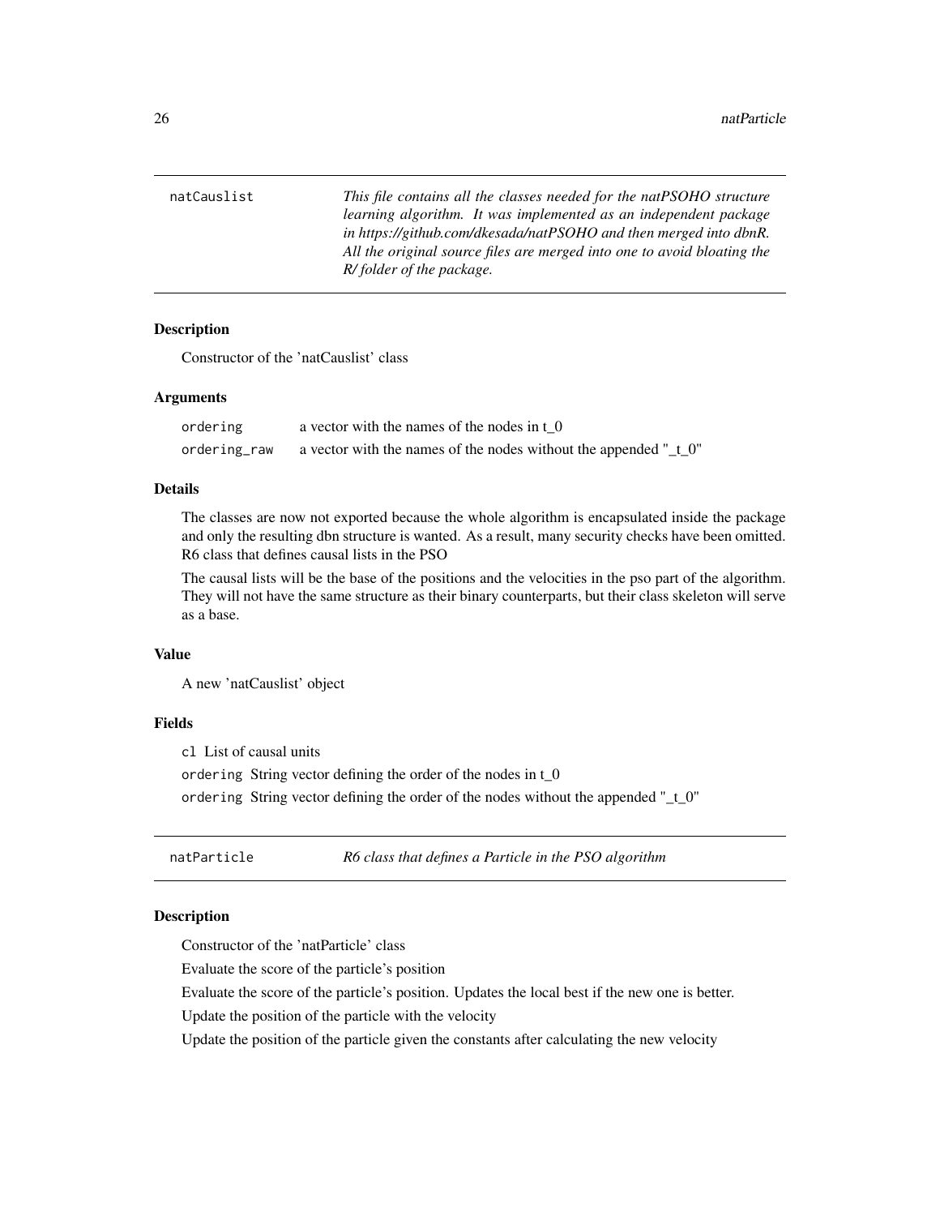## natCauslist

*This file contains all the classes needed for the natPSOHO structure learning algorithm. It was implemented as an independent package in https://github.com/dkesada/natPSOHO and then merged into dbnR. All the original source files are merged into one to avoid bloating the R/ folder of the package.*

### Description

Constructor of the 'natCauslist' class

### Arguments

| | |
|---|---|
| ordering | a vector with the names of the nodes in t_0 |
| ordering_raw | a vector with the names of the nodes without the appended "_t_0" |

### Details

The classes are now not exported because the whole algorithm is encapsulated inside the package and only the resulting dbn structure is wanted. As a result, many security checks have been omitted. R6 class that defines causal lists in the PSO

The causal lists will be the base of the positions and the velocities in the pso part of the algorithm. They will not have the same structure as their binary counterparts, but their class skeleton will serve as a base.

### Value

A new 'natCauslist' object

### Fields

`cl` List of causal units

`ordering` String vector defining the order of the nodes in t_0

`ordering` String vector defining the order of the nodes without the appended "_t_0"

## natParticle

*R6 class that defines a Particle in the PSO algorithm*

### Description

Constructor of the 'natParticle' class

Evaluate the score of the particle's position

Evaluate the score of the particle's position. Updates the local best if the new one is better.

Update the position of the particle with the velocity

Update the position of the particle given the constants after calculating the new velocity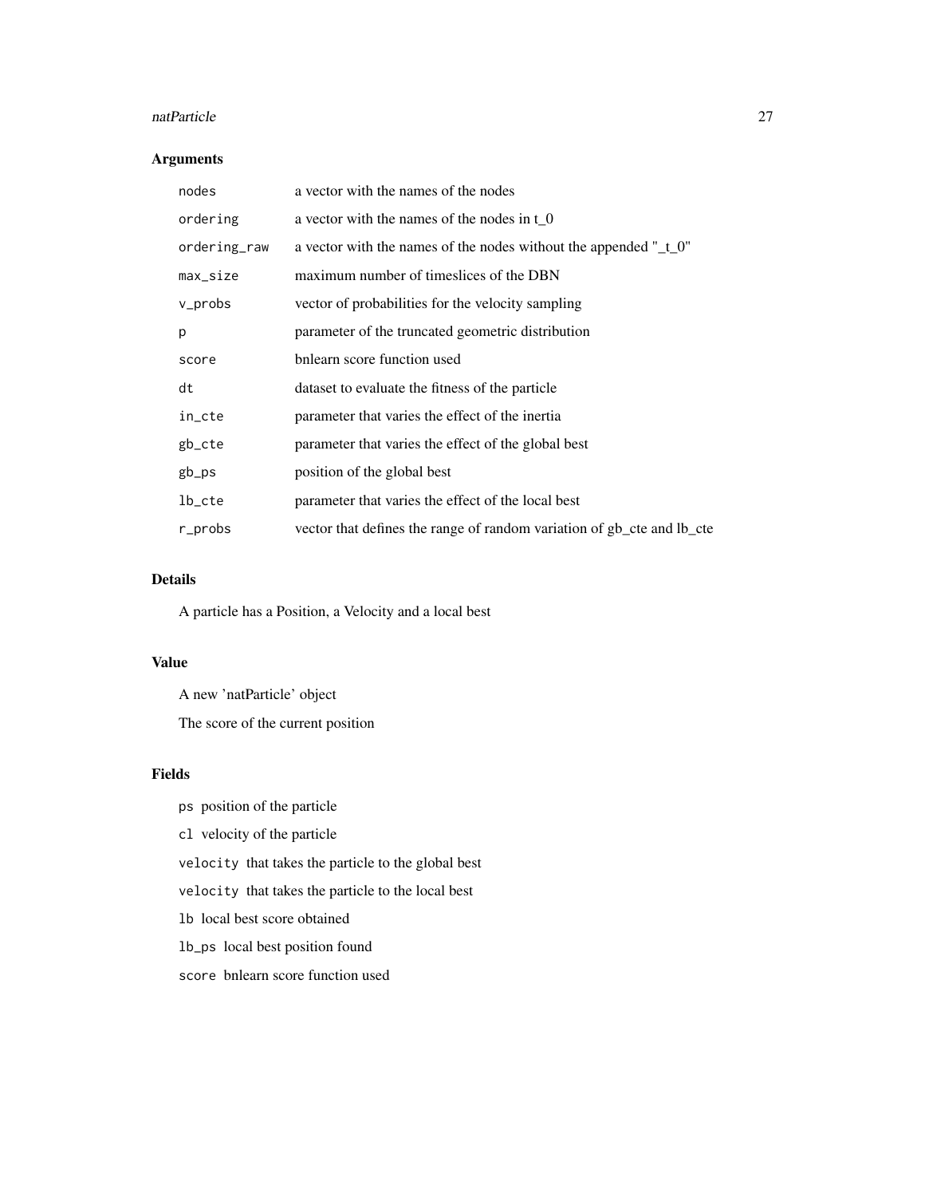## Arguments

| | |
|---|---|
| `nodes` | a vector with the names of the nodes |
| `ordering` | a vector with the names of the nodes in t_0 |
| `ordering_raw` | a vector with the names of the nodes without the appended "_t_0" |
| `max_size` | maximum number of timeslices of the DBN |
| `v_probs` | vector of probabilities for the velocity sampling |
| `p` | parameter of the truncated geometric distribution |
| `score` | bnlearn score function used |
| `dt` | dataset to evaluate the fitness of the particle |
| `in_cte` | parameter that varies the effect of the inertia |
| `gb_cte` | parameter that varies the effect of the global best |
| `gb_ps` | position of the global best |
| `lb_cte` | parameter that varies the effect of the local best |
| `r_probs` | vector that defines the range of random variation of gb_cte and lb_cte |

## Details

A particle has a Position, a Velocity and a local best

## Value

A new 'natParticle' object

The score of the current position

## Fields

`ps` position of the particle

`cl` velocity of the particle

`velocity` that takes the particle to the global best

`velocity` that takes the particle to the local best

`lb` local best score obtained

`lb_ps` local best position found

`score` bnlearn score function used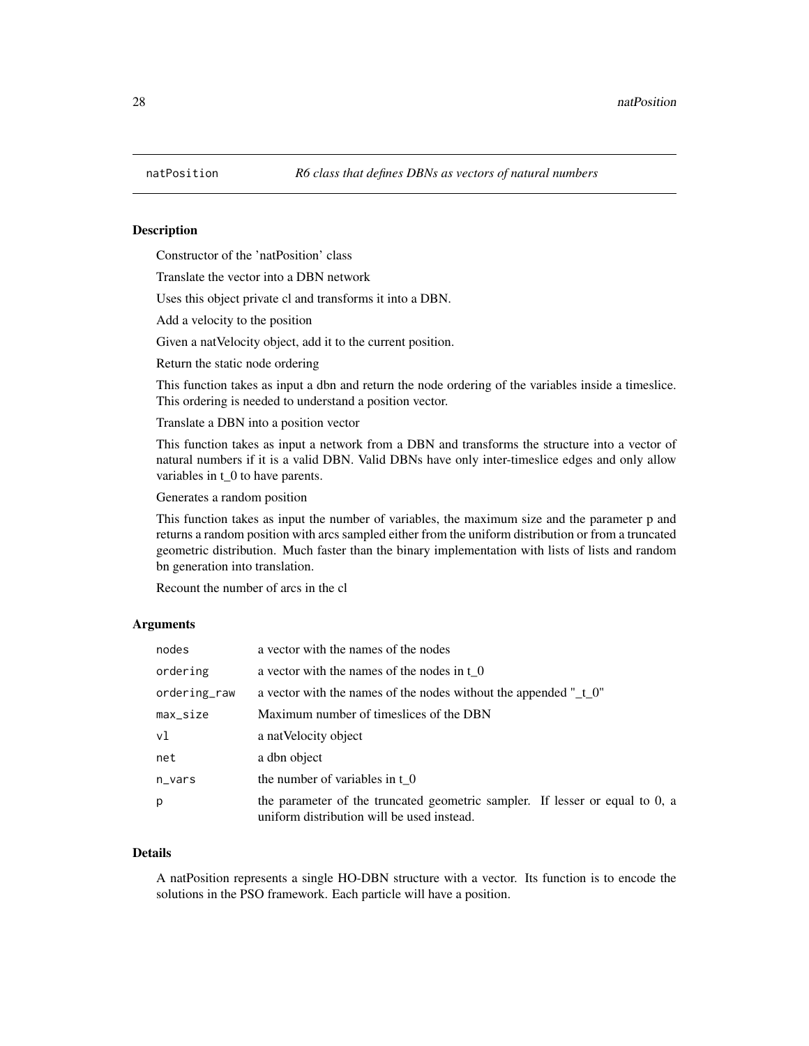# natPosition *R6 class that defines DBNs as vectors of natural numbers*

## Description

Constructor of the 'natPosition' class

Translate the vector into a DBN network

Uses this object private cl and transforms it into a DBN.

Add a velocity to the position

Given a natVelocity object, add it to the current position.

Return the static node ordering

This function takes as input a dbn and return the node ordering of the variables inside a timeslice. This ordering is needed to understand a position vector.

Translate a DBN into a position vector

This function takes as input a network from a DBN and transforms the structure into a vector of natural numbers if it is a valid DBN. Valid DBNs have only inter-timeslice edges and only allow variables in t_0 to have parents.

Generates a random position

This function takes as input the number of variables, the maximum size and the parameter p and returns a random position with arcs sampled either from the uniform distribution or from a truncated geometric distribution. Much faster than the binary implementation with lists of lists and random bn generation into translation.

Recount the number of arcs in the cl

## Arguments

| | |
|---|---|
| `nodes` | a vector with the names of the nodes |
| `ordering` | a vector with the names of the nodes in t_0 |
| `ordering_raw` | a vector with the names of the nodes without the appended "_t_0" |
| `max_size` | Maximum number of timeslices of the DBN |
| `vl` | a natVelocity object |
| `net` | a dbn object |
| `n_vars` | the number of variables in t_0 |
| `p` | the parameter of the truncated geometric sampler. If lesser or equal to 0, a uniform distribution will be used instead. |

## Details

A natPosition represents a single HO-DBN structure with a vector. Its function is to encode the solutions in the PSO framework. Each particle will have a position.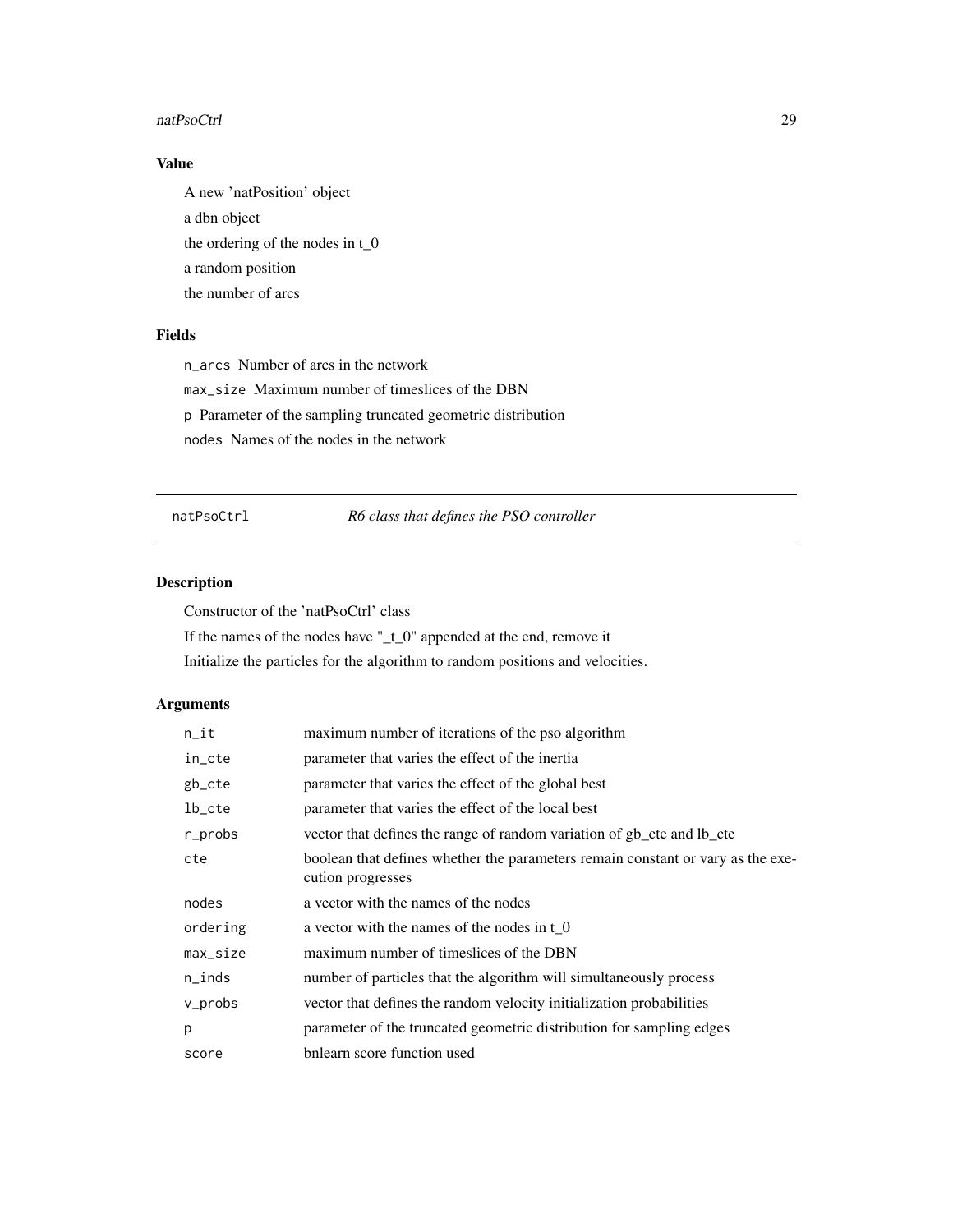### Value

A new 'natPosition' object

a dbn object

the ordering of the nodes in t_0

a random position

the number of arcs

### Fields

`n_arcs` Number of arcs in the network

`max_size` Maximum number of timeslices of the DBN

`p` Parameter of the sampling truncated geometric distribution

`nodes` Names of the nodes in the network

---

## natPsoCtrl *R6 class that defines the PSO controller*

---

### Description

Constructor of the 'natPsoCtrl' class

If the names of the nodes have "_t_0" appended at the end, remove it

Initialize the particles for the algorithm to random positions and velocities.

### Arguments

| | |
|---|---|
| `n_it` | maximum number of iterations of the pso algorithm |
| `in_cte` | parameter that varies the effect of the inertia |
| `gb_cte` | parameter that varies the effect of the global best |
| `lb_cte` | parameter that varies the effect of the local best |
| `r_probs` | vector that defines the range of random variation of gb_cte and lb_cte |
| `cte` | boolean that defines whether the parameters remain constant or vary as the execution progresses |
| `nodes` | a vector with the names of the nodes |
| `ordering` | a vector with the names of the nodes in t_0 |
| `max_size` | maximum number of timeslices of the DBN |
| `n_inds` | number of particles that the algorithm will simultaneously process |
| `v_probs` | vector that defines the random velocity initialization probabilities |
| `p` | parameter of the truncated geometric distribution for sampling edges |
| `score` | bnlearn score function used |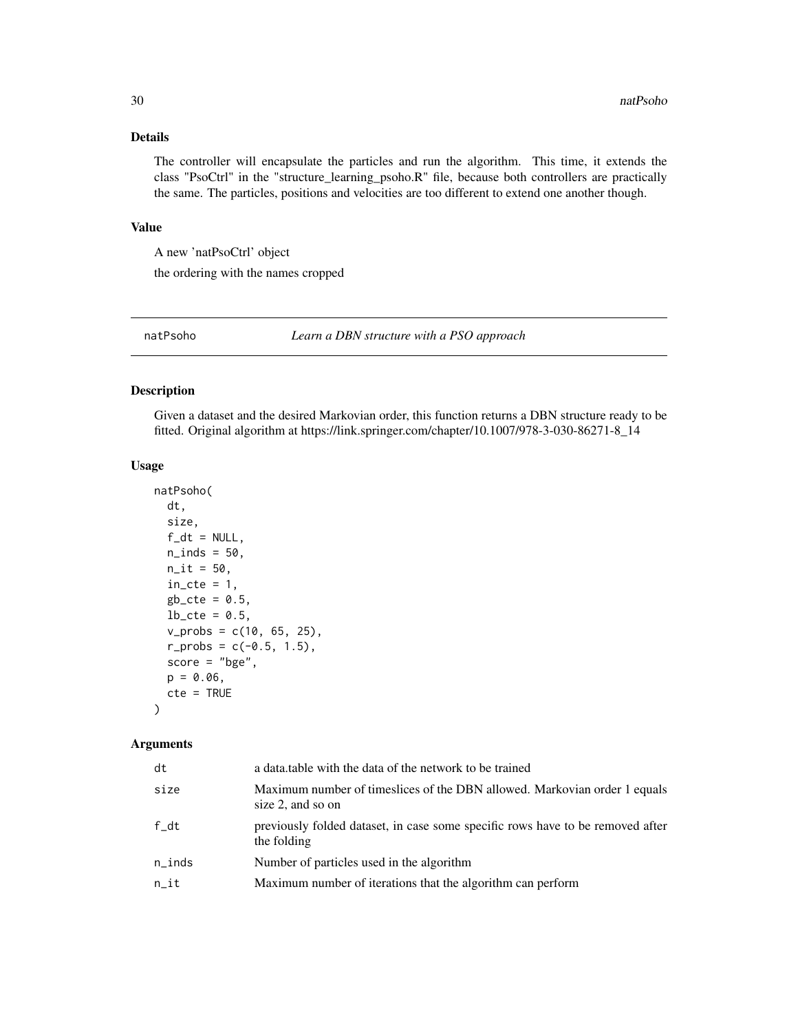### Details

The controller will encapsulate the particles and run the algorithm. This time, it extends the class "PsoCtrl" in the "structure_learning_psoho.R" file, because both controllers are practically the same. The particles, positions and velocities are too different to extend one another though.

### Value

A new 'natPsoCtrl' object

the ordering with the names cropped

## natPsoho — *Learn a DBN structure with a PSO approach*

### Description

Given a dataset and the desired Markovian order, this function returns a DBN structure ready to be fitted. Original algorithm at https://link.springer.com/chapter/10.1007/978-3-030-86271-8_14

### Usage

```
natPsoho(
  dt,
  size,
  f_dt = NULL,
  n_inds = 50,
  n_it = 50,
  in_cte = 1,
  gb_cte = 0.5,
  lb_cte = 0.5,
  v_probs = c(10, 65, 25),
  r_probs = c(-0.5, 1.5),
  score = "bge",
  p = 0.06,
  cte = TRUE
)
```

### Arguments

| | |
|---|---|
| dt | a data.table with the data of the network to be trained |
| size | Maximum number of timeslices of the DBN allowed. Markovian order 1 equals size 2, and so on |
| f_dt | previously folded dataset, in case some specific rows have to be removed after the folding |
| n_inds | Number of particles used in the algorithm |
| n_it | Maximum number of iterations that the algorithm can perform |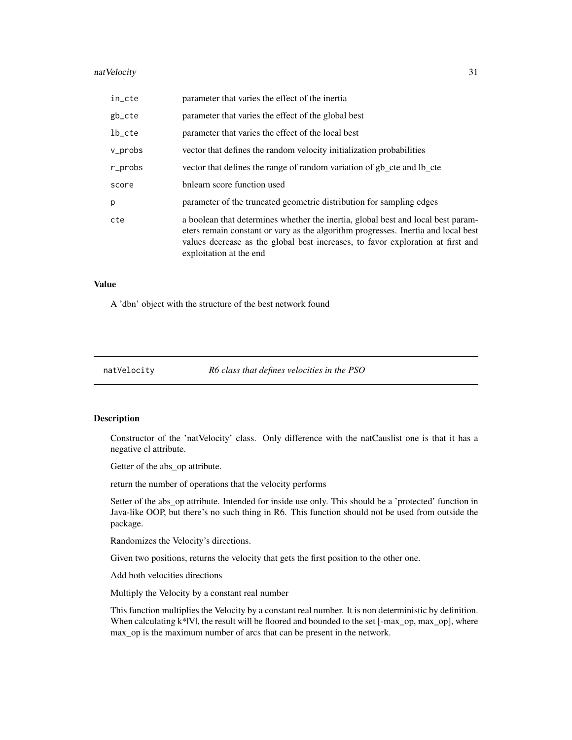| | |
|---|---|
| in_cte | parameter that varies the effect of the inertia |
| gb_cte | parameter that varies the effect of the global best |
| lb_cte | parameter that varies the effect of the local best |
| v_probs | vector that defines the random velocity initialization probabilities |
| r_probs | vector that defines the range of random variation of gb_cte and lb_cte |
| score | bnlearn score function used |
| p | parameter of the truncated geometric distribution for sampling edges |
| cte | a boolean that determines whether the inertia, global best and local best parameters remain constant or vary as the algorithm progresses. Inertia and local best values decrease as the global best increases, to favor exploration at first and exploitation at the end |

### Value

A 'dbn' object with the structure of the best network found

---

## natVelocity *R6 class that defines velocities in the PSO*

---

### Description

Constructor of the 'natVelocity' class. Only difference with the natCauslist one is that it has a negative cl attribute.

Getter of the abs_op attribute.

return the number of operations that the velocity performs

Setter of the abs_op attribute. Intended for inside use only. This should be a 'protected' function in Java-like OOP, but there's no such thing in R6. This function should not be used from outside the package.

Randomizes the Velocity's directions.

Given two positions, returns the velocity that gets the first position to the other one.

Add both velocities directions

Multiply the Velocity by a constant real number

This function multiplies the Velocity by a constant real number. It is non deterministic by definition. When calculating k*|V|, the result will be floored and bounded to the set [-max_op, max_op], where max_op is the maximum number of arcs that can be present in the network.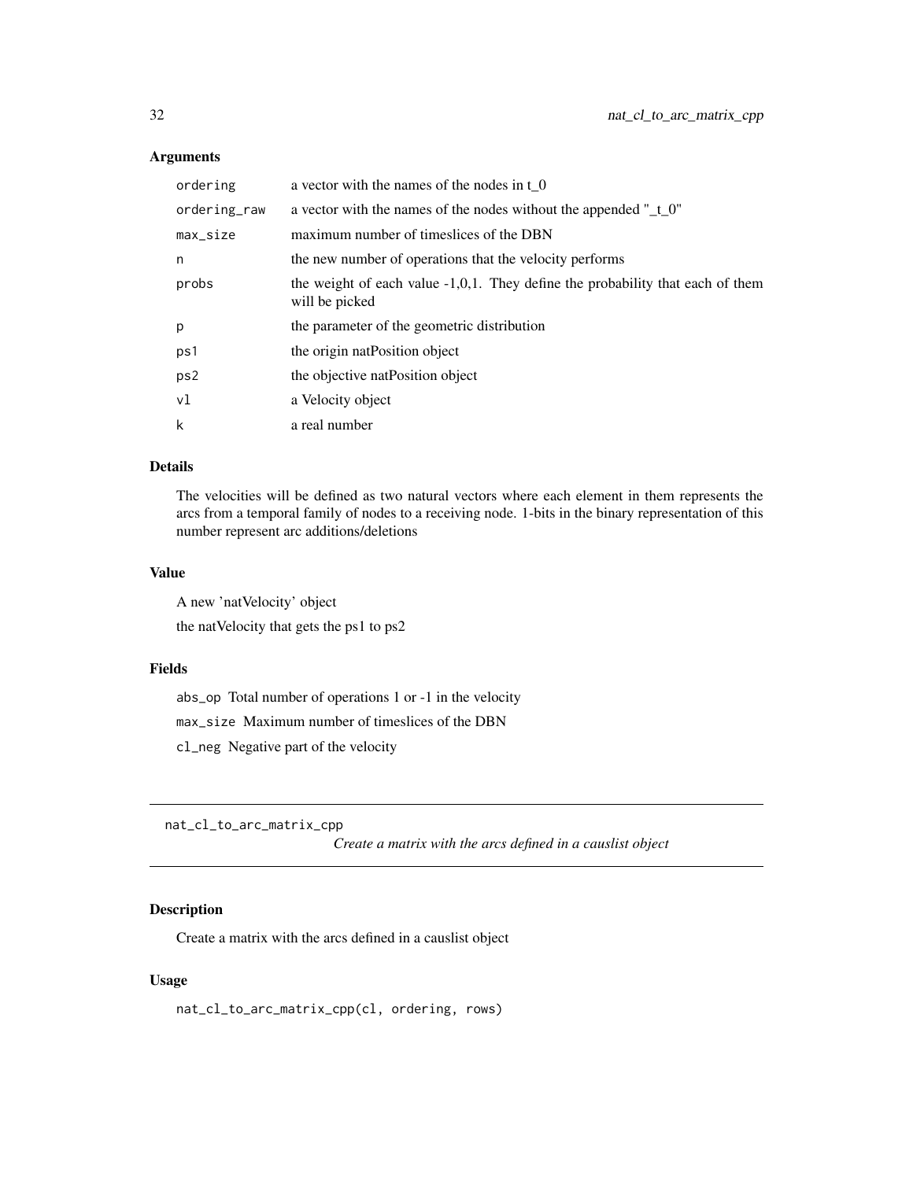## Arguments

| | |
|---|---|
| ordering | a vector with the names of the nodes in t_0 |
| ordering_raw | a vector with the names of the nodes without the appended "_t_0" |
| max_size | maximum number of timeslices of the DBN |
| n | the new number of operations that the velocity performs |
| probs | the weight of each value -1,0,1. They define the probability that each of them will be picked |
| p | the parameter of the geometric distribution |
| ps1 | the origin natPosition object |
| ps2 | the objective natPosition object |
| vl | a Velocity object |
| k | a real number |

## Details

The velocities will be defined as two natural vectors where each element in them represents the arcs from a temporal family of nodes to a receiving node. 1-bits in the binary representation of this number represent arc additions/deletions

## Value

A new 'natVelocity' object

the natVelocity that gets the ps1 to ps2

## Fields

`abs_op` Total number of operations 1 or -1 in the velocity

`max_size` Maximum number of timeslices of the DBN

`cl_neg` Negative part of the velocity

---

# nat_cl_to_arc_matrix_cpp

*Create a matrix with the arcs defined in a causlist object*

---

## Description

Create a matrix with the arcs defined in a causlist object

## Usage

```
nat_cl_to_arc_matrix_cpp(cl, ordering, rows)
```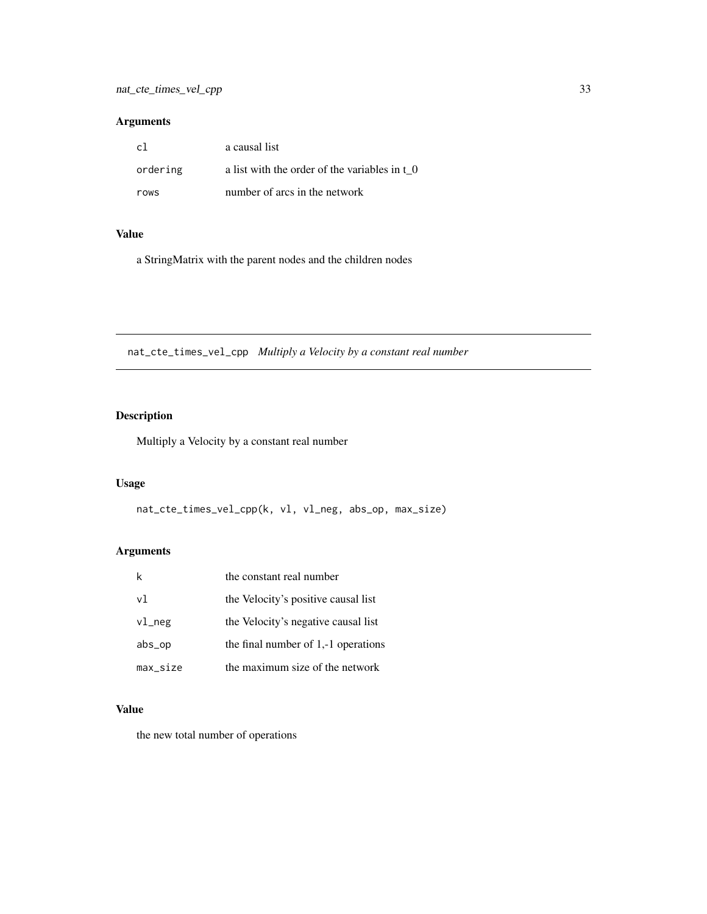## Arguments

| | |
|---|---|
| `cl` | a causal list |
| `ordering` | a list with the order of the variables in t_0 |
| `rows` | number of arcs in the network |

## Value

a StringMatrix with the parent nodes and the children nodes

---

# `nat_cte_times_vel_cpp` *Multiply a Velocity by a constant real number*

## Description

Multiply a Velocity by a constant real number

## Usage

```
nat_cte_times_vel_cpp(k, vl, vl_neg, abs_op, max_size)
```

## Arguments

| | |
|---|---|
| `k` | the constant real number |
| `vl` | the Velocity's positive causal list |
| `vl_neg` | the Velocity's negative causal list |
| `abs_op` | the final number of 1,-1 operations |
| `max_size` | the maximum size of the network |

## Value

the new total number of operations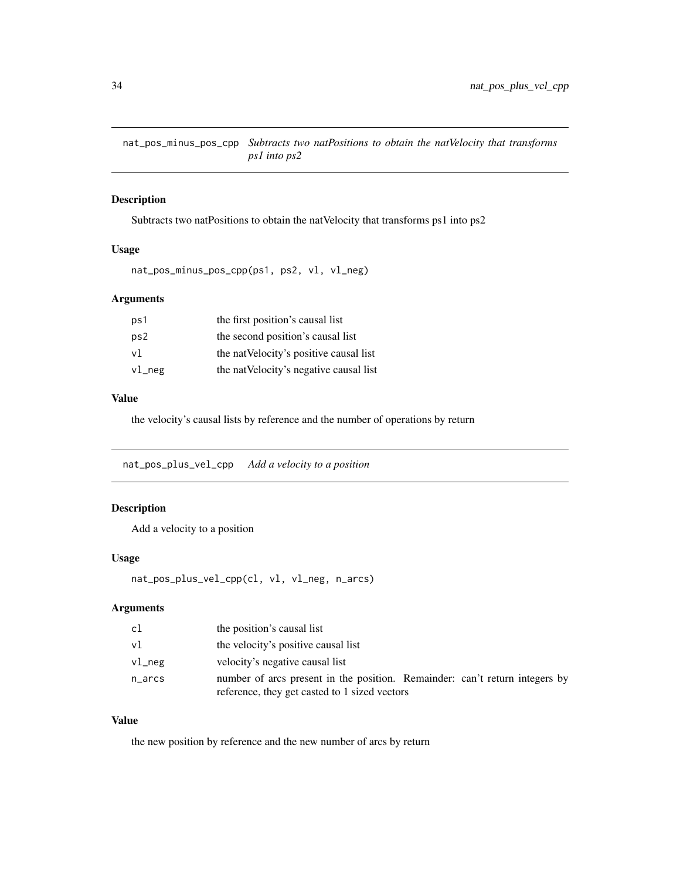## nat_pos_minus_pos_cpp *Subtracts two natPositions to obtain the natVelocity that transforms ps1 into ps2*

### Description

Subtracts two natPositions to obtain the natVelocity that transforms ps1 into ps2

### Usage

```
nat_pos_minus_pos_cpp(ps1, ps2, vl, vl_neg)
```

### Arguments

| | |
|---|---|
| ps1 | the first position's causal list |
| ps2 | the second position's causal list |
| vl | the natVelocity's positive causal list |
| vl_neg | the natVelocity's negative causal list |

### Value

the velocity's causal lists by reference and the number of operations by return

## nat_pos_plus_vel_cpp *Add a velocity to a position*

### Description

Add a velocity to a position

### Usage

```
nat_pos_plus_vel_cpp(cl, vl, vl_neg, n_arcs)
```

### Arguments

| | |
|---|---|
| cl | the position's causal list |
| vl | the velocity's positive causal list |
| vl_neg | velocity's negative causal list |
| n_arcs | number of arcs present in the position. Remainder: can't return integers by reference, they get casted to 1 sized vectors |

### Value

the new position by reference and the new number of arcs by return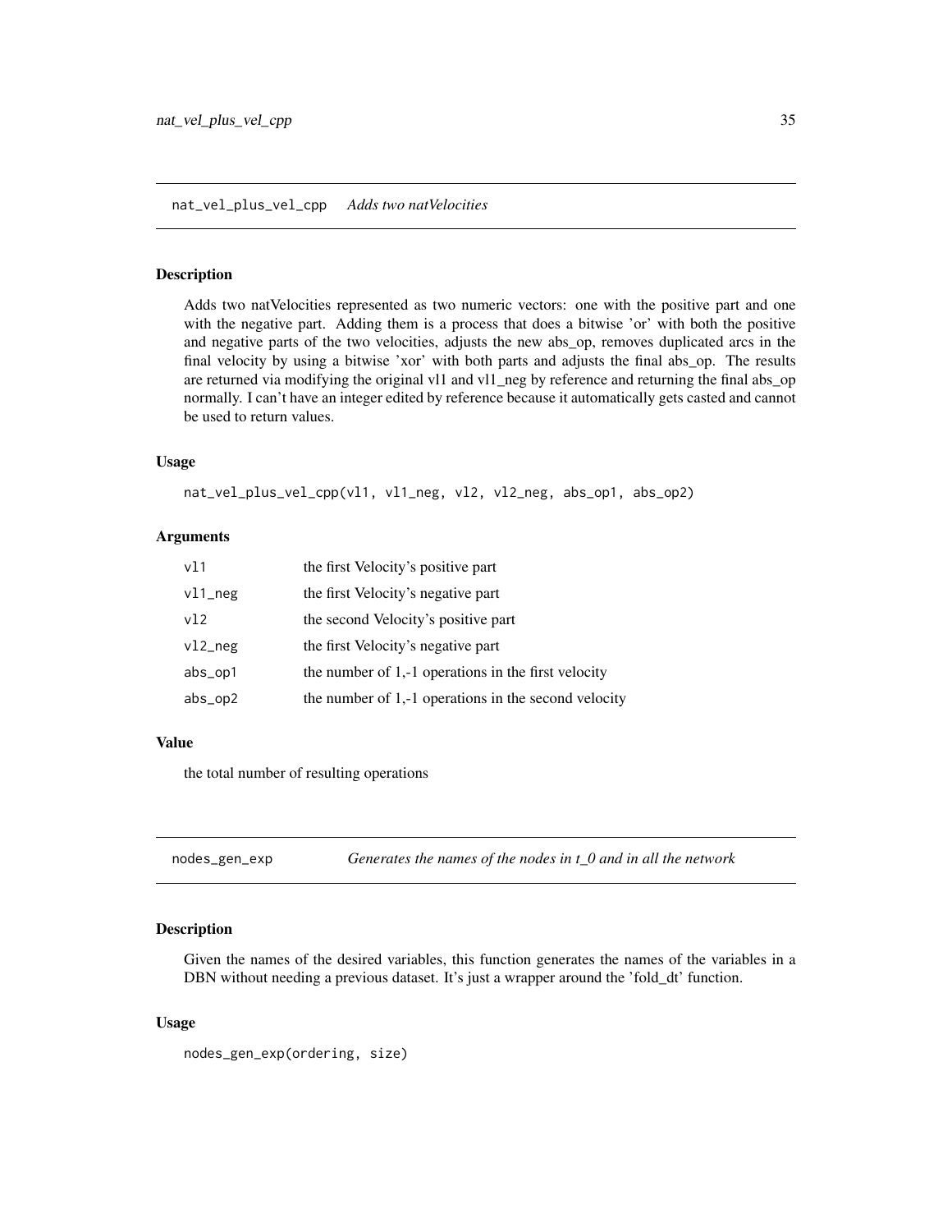## nat_vel_plus_vel_cpp *Adds two natVelocities*

### Description

Adds two natVelocities represented as two numeric vectors: one with the positive part and one with the negative part. Adding them is a process that does a bitwise 'or' with both the positive and negative parts of the two velocities, adjusts the new abs_op, removes duplicated arcs in the final velocity by using a bitwise 'xor' with both parts and adjusts the final abs_op. The results are returned via modifying the original vl1 and vl1_neg by reference and returning the final abs_op normally. I can't have an integer edited by reference because it automatically gets casted and cannot be used to return values.

### Usage

```
nat_vel_plus_vel_cpp(vl1, vl1_neg, vl2, vl2_neg, abs_op1, abs_op2)
```

### Arguments

| | |
|---|---|
| vl1 | the first Velocity's positive part |
| vl1_neg | the first Velocity's negative part |
| vl2 | the second Velocity's positive part |
| vl2_neg | the first Velocity's negative part |
| abs_op1 | the number of 1,-1 operations in the first velocity |
| abs_op2 | the number of 1,-1 operations in the second velocity |

### Value

the total number of resulting operations

## nodes_gen_exp *Generates the names of the nodes in t_0 and in all the network*

### Description

Given the names of the desired variables, this function generates the names of the variables in a DBN without needing a previous dataset. It's just a wrapper around the 'fold_dt' function.

### Usage

```
nodes_gen_exp(ordering, size)
```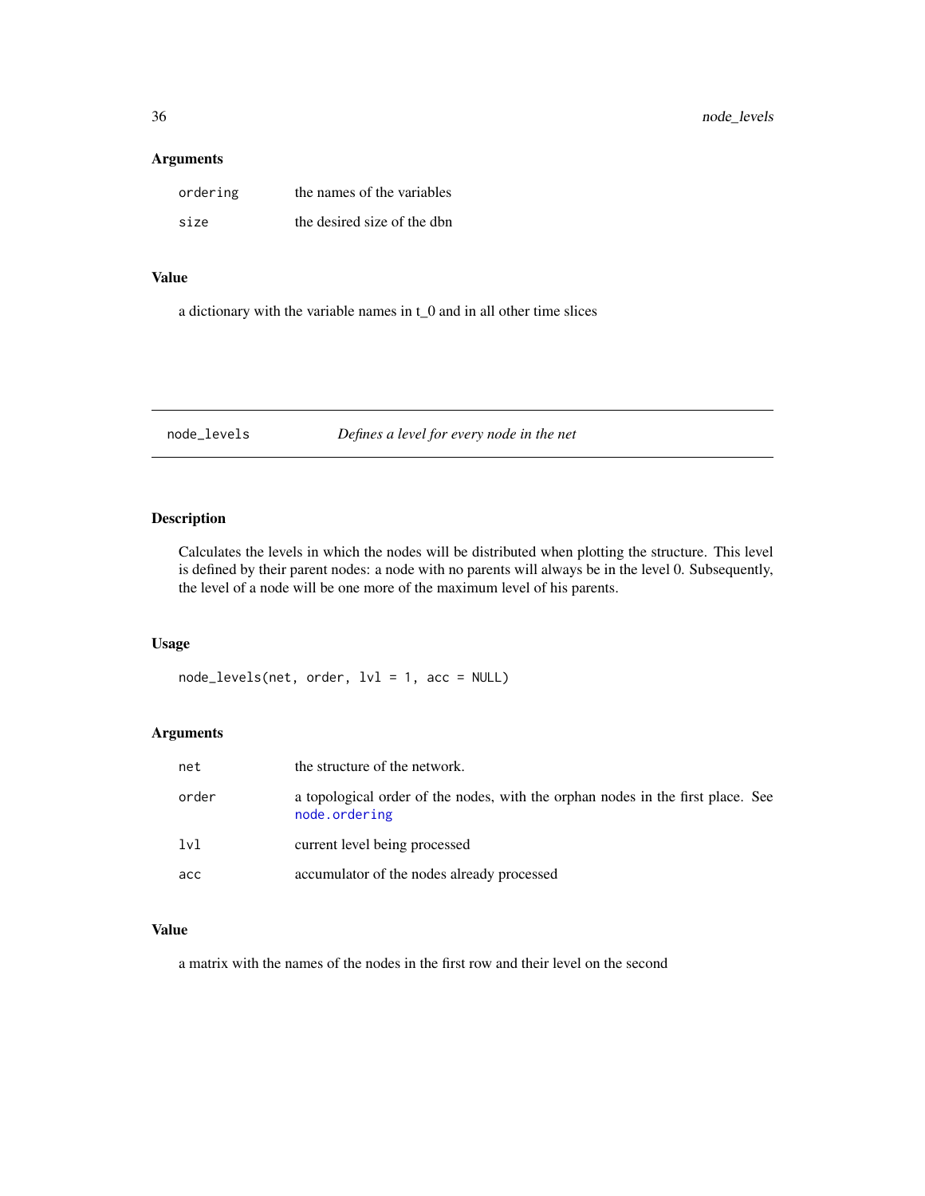## Arguments

| | |
|---|---|
| ordering | the names of the variables |
| size | the desired size of the dbn |

## Value

a dictionary with the variable names in t_0 and in all other time slices

---

# node_levels — *Defines a level for every node in the net*

## Description

Calculates the levels in which the nodes will be distributed when plotting the structure. This level is defined by their parent nodes: a node with no parents will always be in the level 0. Subsequently, the level of a node will be one more of the maximum level of his parents.

## Usage

```
node_levels(net, order, lvl = 1, acc = NULL)
```

## Arguments

| | |
|---|---|
| net | the structure of the network. |
| order | a topological order of the nodes, with the orphan nodes in the first place. See node.ordering |
| lvl | current level being processed |
| acc | accumulator of the nodes already processed |

## Value

a matrix with the names of the nodes in the first row and their level on the second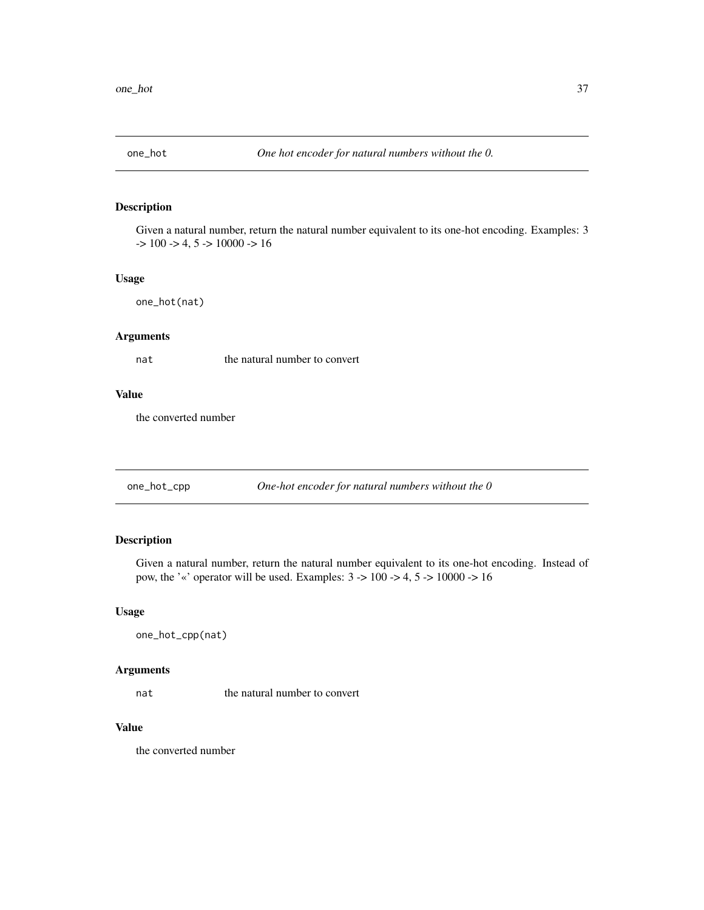## one_hot — *One hot encoder for natural numbers without the 0.*

### Description

Given a natural number, return the natural number equivalent to its one-hot encoding. Examples: 3 -> 100 -> 4, 5 -> 10000 -> 16

### Usage

```
one_hot(nat)
```

### Arguments

| | |
|---|---|
| `nat` | the natural number to convert |

### Value

the converted number

## one_hot_cpp — *One-hot encoder for natural numbers without the 0*

### Description

Given a natural number, return the natural number equivalent to its one-hot encoding. Instead of pow, the '«' operator will be used. Examples: 3 -> 100 -> 4, 5 -> 10000 -> 16

### Usage

```
one_hot_cpp(nat)
```

### Arguments

| | |
|---|---|
| `nat` | the natural number to convert |

### Value

the converted number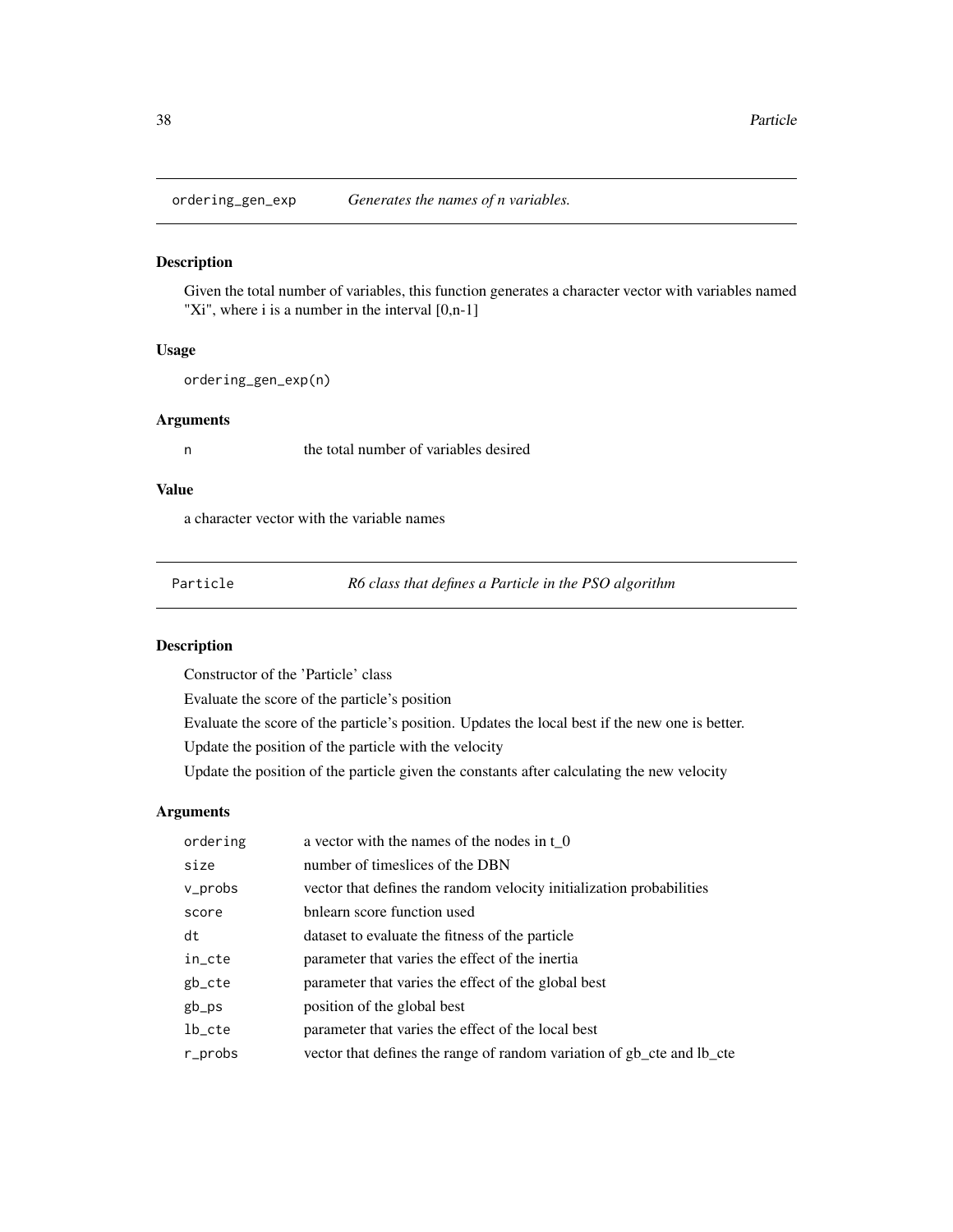## ordering_gen_exp *Generates the names of n variables.*

### Description

Given the total number of variables, this function generates a character vector with variables named "Xi", where i is a number in the interval [0,n-1]

### Usage

```
ordering_gen_exp(n)
```

### Arguments

| | |
|---|---|
| n | the total number of variables desired |

### Value

a character vector with the variable names

## Particle *R6 class that defines a Particle in the PSO algorithm*

### Description

Constructor of the 'Particle' class

Evaluate the score of the particle's position

Evaluate the score of the particle's position. Updates the local best if the new one is better.

Update the position of the particle with the velocity

Update the position of the particle given the constants after calculating the new velocity

### Arguments

| | |
|---|---|
| ordering | a vector with the names of the nodes in t_0 |
| size | number of timeslices of the DBN |
| v_probs | vector that defines the random velocity initialization probabilities |
| score | bnlearn score function used |
| dt | dataset to evaluate the fitness of the particle |
| in_cte | parameter that varies the effect of the inertia |
| gb_cte | parameter that varies the effect of the global best |
| gb_ps | position of the global best |
| lb_cte | parameter that varies the effect of the local best |
| r_probs | vector that defines the range of random variation of gb_cte and lb_cte |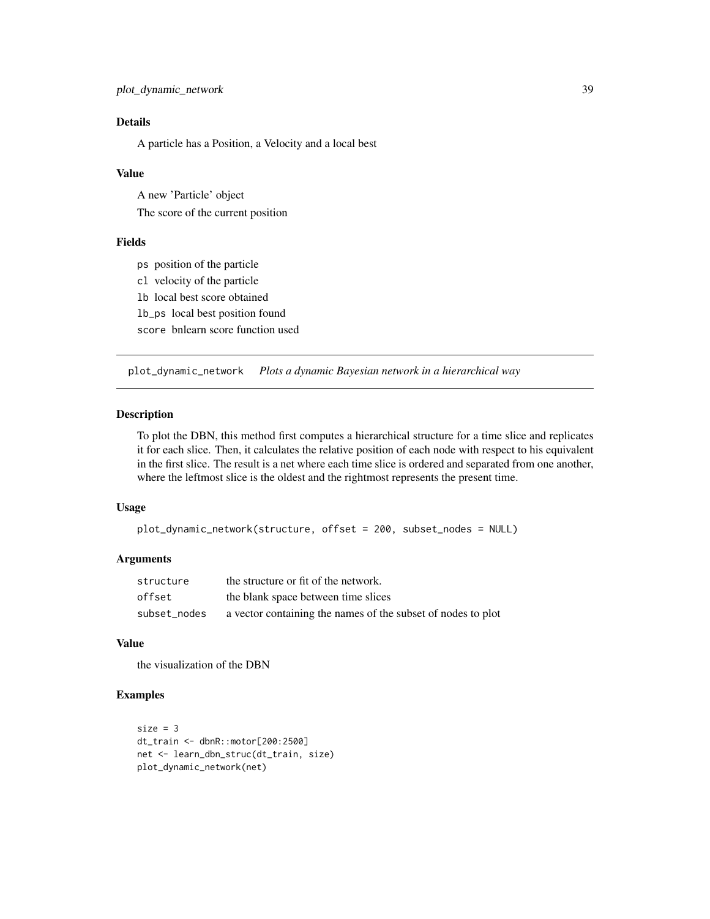### Details

A particle has a Position, a Velocity and a local best

### Value

A new 'Particle' object

The score of the current position

### Fields

- `ps` position of the particle
- `cl` velocity of the particle
- `lb` local best score obtained
- `lb_ps` local best position found
- `score` bnlearn score function used

---

## plot_dynamic_network *Plots a dynamic Bayesian network in a hierarchical way*

---

### Description

To plot the DBN, this method first computes a hierarchical structure for a time slice and replicates it for each slice. Then, it calculates the relative position of each node with respect to his equivalent in the first slice. The result is a net where each time slice is ordered and separated from one another, where the leftmost slice is the oldest and the rightmost represents the present time.

### Usage

```
plot_dynamic_network(structure, offset = 200, subset_nodes = NULL)
```

### Arguments

| | |
|---|---|
| `structure` | the structure or fit of the network. |
| `offset` | the blank space between time slices |
| `subset_nodes` | a vector containing the names of the subset of nodes to plot |

### Value

the visualization of the DBN

### Examples

```
size = 3
dt_train <- dbnR::motor[200:2500]
net <- learn_dbn_struc(dt_train, size)
plot_dynamic_network(net)
```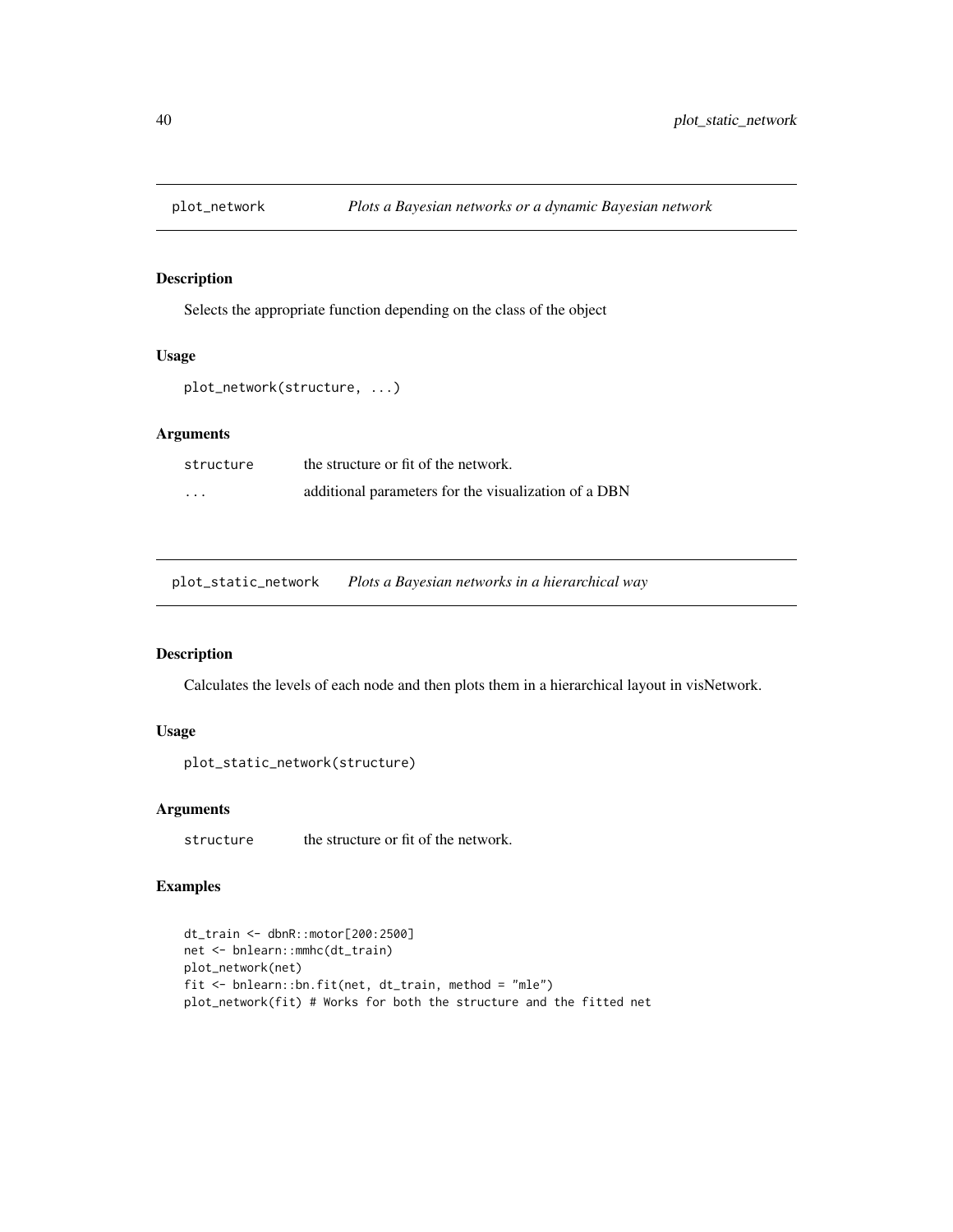## plot_network — *Plots a Bayesian networks or a dynamic Bayesian network*

### Description

Selects the appropriate function depending on the class of the object

### Usage

```
plot_network(structure, ...)
```

### Arguments

| | |
|---|---|
| structure | the structure or fit of the network. |
| ... | additional parameters for the visualization of a DBN |

## plot_static_network — *Plots a Bayesian networks in a hierarchical way*

### Description

Calculates the levels of each node and then plots them in a hierarchical layout in visNetwork.

### Usage

```
plot_static_network(structure)
```

### Arguments

| | |
|---|---|
| structure | the structure or fit of the network. |

### Examples

```
dt_train <- dbnR::motor[200:2500]
net <- bnlearn::mmhc(dt_train)
plot_network(net)
fit <- bnlearn::bn.fit(net, dt_train, method = "mle")
plot_network(fit) # Works for both the structure and the fitted net
```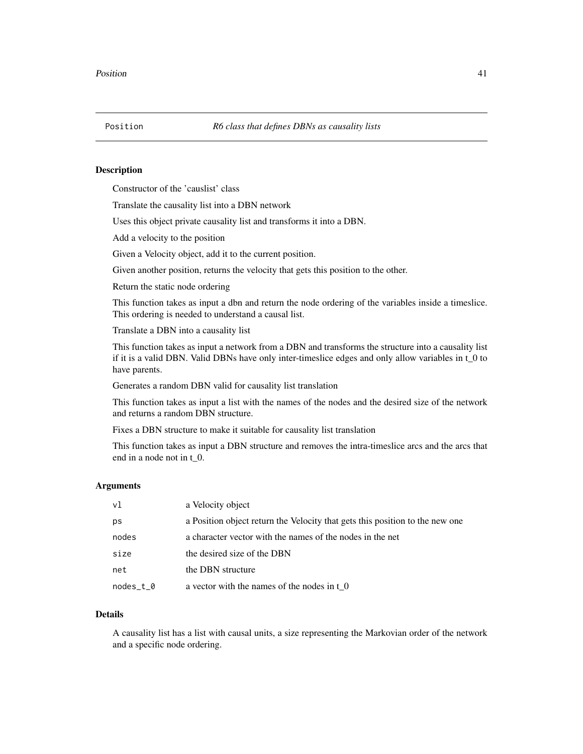## Position — *R6 class that defines DBNs as causality lists*

### Description

Constructor of the 'causlist' class

Translate the causality list into a DBN network

Uses this object private causality list and transforms it into a DBN.

Add a velocity to the position

Given a Velocity object, add it to the current position.

Given another position, returns the velocity that gets this position to the other.

Return the static node ordering

This function takes as input a dbn and return the node ordering of the variables inside a timeslice. This ordering is needed to understand a causal list.

Translate a DBN into a causality list

This function takes as input a network from a DBN and transforms the structure into a causality list if it is a valid DBN. Valid DBNs have only inter-timeslice edges and only allow variables in t_0 to have parents.

Generates a random DBN valid for causality list translation

This function takes as input a list with the names of the nodes and the desired size of the network and returns a random DBN structure.

Fixes a DBN structure to make it suitable for causality list translation

This function takes as input a DBN structure and removes the intra-timeslice arcs and the arcs that end in a node not in t_0.

### Arguments

| | |
|---|---|
| `vl` | a Velocity object |
| `ps` | a Position object return the Velocity that gets this position to the new one |
| `nodes` | a character vector with the names of the nodes in the net |
| `size` | the desired size of the DBN |
| `net` | the DBN structure |
| `nodes_t_0` | a vector with the names of the nodes in t_0 |

### Details

A causality list has a list with causal units, a size representing the Markovian order of the network and a specific node ordering.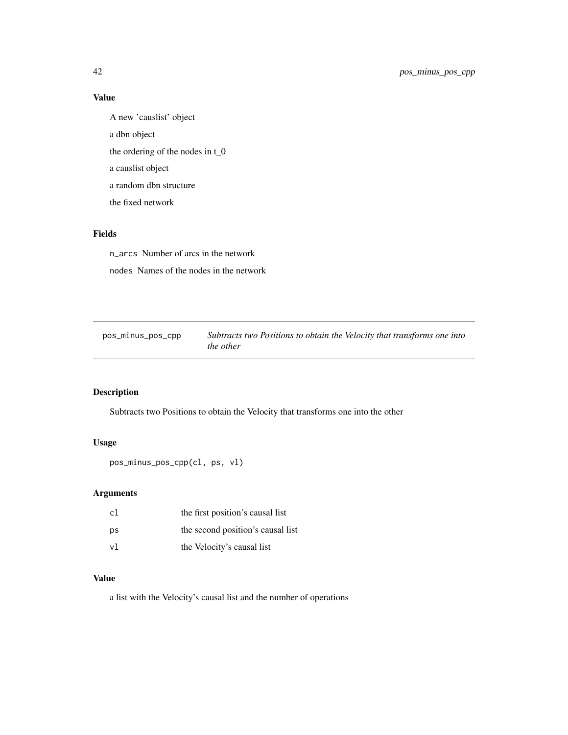### Value

A new 'causlist' object

a dbn object

the ordering of the nodes in t_0

a causlist object

a random dbn structure

the fixed network

### Fields

`n_arcs` Number of arcs in the network

`nodes` Names of the nodes in the network

---

## pos_minus_pos_cpp — *Subtracts two Positions to obtain the Velocity that transforms one into the other*

---

### Description

Subtracts two Positions to obtain the Velocity that transforms one into the other

### Usage

```
pos_minus_pos_cpp(cl, ps, vl)
```

### Arguments

| | |
|---|---|
| `cl` | the first position's causal list |
| `ps` | the second position's causal list |
| `vl` | the Velocity's causal list |

### Value

a list with the Velocity's causal list and the number of operations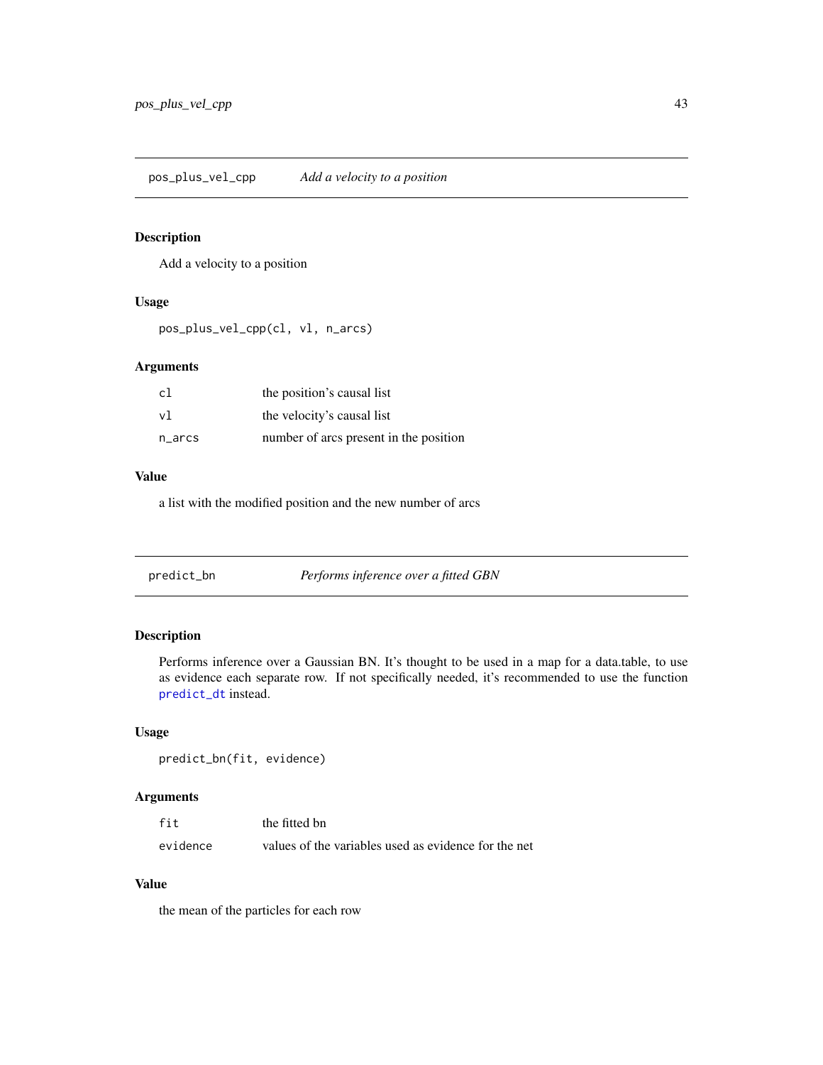## pos_plus_vel_cpp *Add a velocity to a position*

### Description

Add a velocity to a position

### Usage

```
pos_plus_vel_cpp(cl, vl, n_arcs)
```

### Arguments

| | |
|---|---|
| `cl` | the position's causal list |
| `vl` | the velocity's causal list |
| `n_arcs` | number of arcs present in the position |

### Value

a list with the modified position and the new number of arcs

## predict_bn *Performs inference over a fitted GBN*

### Description

Performs inference over a Gaussian BN. It's thought to be used in a map for a data.table, to use as evidence each separate row. If not specifically needed, it's recommended to use the function `predict_dt` instead.

### Usage

```
predict_bn(fit, evidence)
```

### Arguments

| | |
|---|---|
| `fit` | the fitted bn |
| `evidence` | values of the variables used as evidence for the net |

### Value

the mean of the particles for each row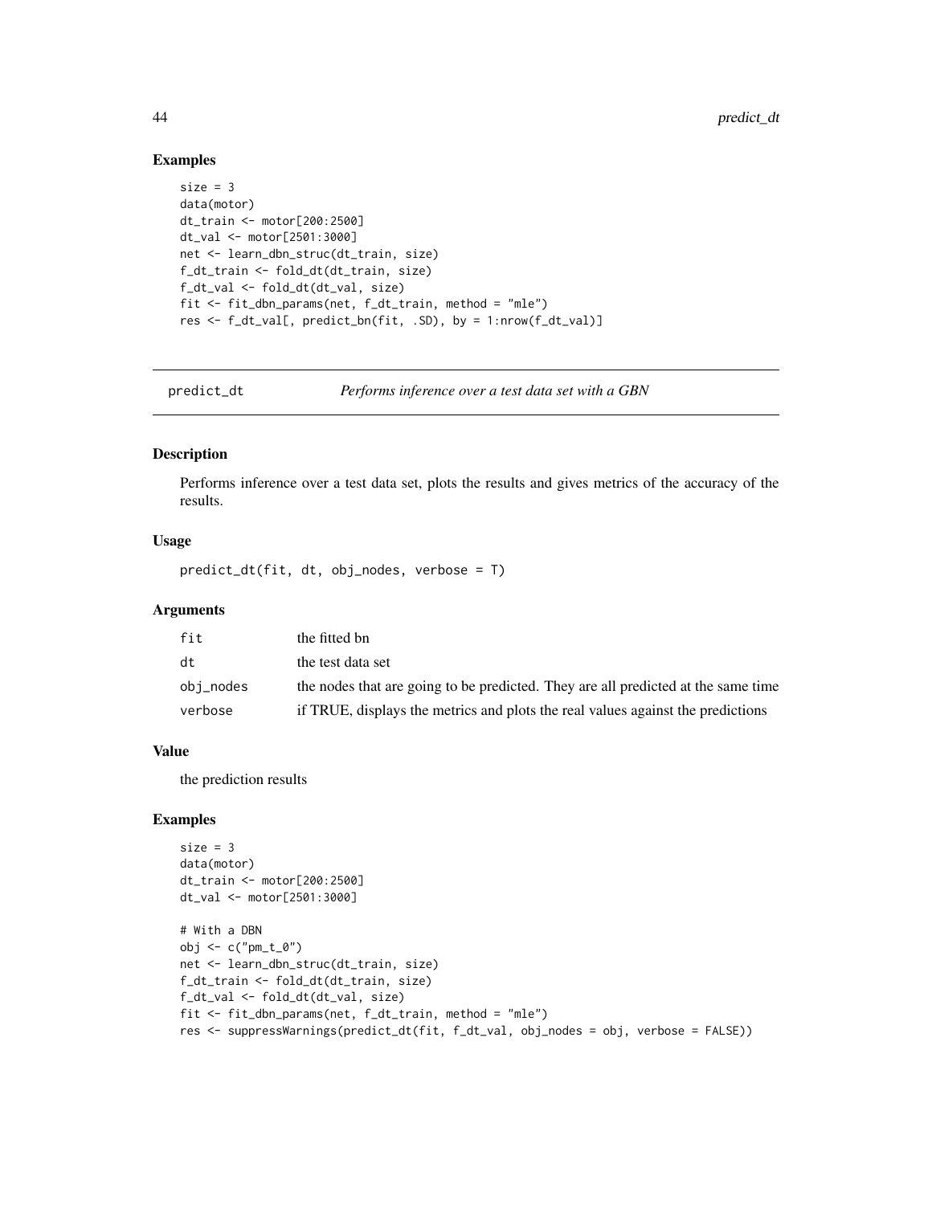## Examples

```
size = 3
data(motor)
dt_train <- motor[200:2500]
dt_val <- motor[2501:3000]
net <- learn_dbn_struc(dt_train, size)
f_dt_train <- fold_dt(dt_train, size)
f_dt_val <- fold_dt(dt_val, size)
fit <- fit_dbn_params(net, f_dt_train, method = "mle")
res <- f_dt_val[, predict_bn(fit, .SD), by = 1:nrow(f_dt_val)]
```

---

# predict_dt *Performs inference over a test data set with a GBN*

## Description

Performs inference over a test data set, plots the results and gives metrics of the accuracy of the results.

## Usage

```
predict_dt(fit, dt, obj_nodes, verbose = T)
```

## Arguments

| | |
|---|---|
| fit | the fitted bn |
| dt | the test data set |
| obj_nodes | the nodes that are going to be predicted. They are all predicted at the same time |
| verbose | if TRUE, displays the metrics and plots the real values against the predictions |

## Value

the prediction results

## Examples

```
size = 3
data(motor)
dt_train <- motor[200:2500]
dt_val <- motor[2501:3000]

# With a DBN
obj <- c("pm_t_0")
net <- learn_dbn_struc(dt_train, size)
f_dt_train <- fold_dt(dt_train, size)
f_dt_val <- fold_dt(dt_val, size)
fit <- fit_dbn_params(net, f_dt_train, method = "mle")
res <- suppressWarnings(predict_dt(fit, f_dt_val, obj_nodes = obj, verbose = FALSE))
```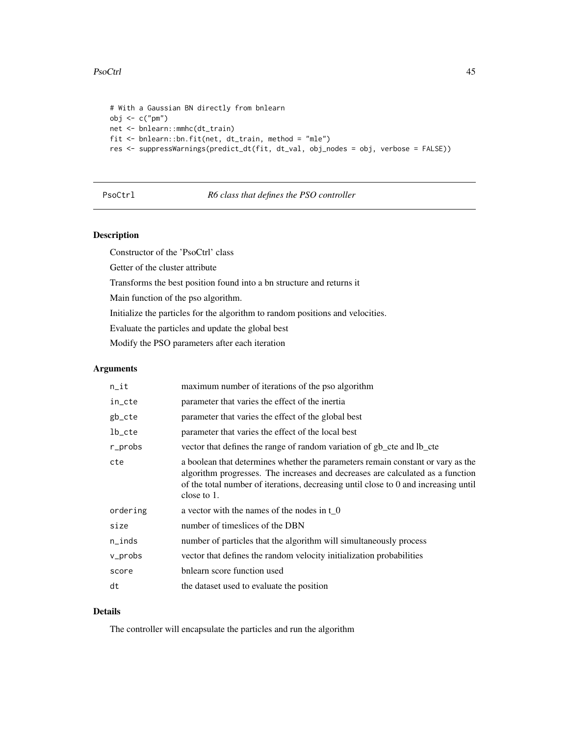```
# With a Gaussian BN directly from bnlearn
obj <- c("pm")
net <- bnlearn::mmhc(dt_train)
fit <- bnlearn::bn.fit(net, dt_train, method = "mle")
res <- suppressWarnings(predict_dt(fit, dt_val, obj_nodes = obj, verbose = FALSE))
```

## PsoCtrl — *R6 class that defines the PSO controller*

### Description

Constructor of the 'PsoCtrl' class

Getter of the cluster attribute

Transforms the best position found into a bn structure and returns it

Main function of the pso algorithm.

Initialize the particles for the algorithm to random positions and velocities.

Evaluate the particles and update the global best

Modify the PSO parameters after each iteration

### Arguments

| | |
|---|---|
| n_it | maximum number of iterations of the pso algorithm |
| in_cte | parameter that varies the effect of the inertia |
| gb_cte | parameter that varies the effect of the global best |
| lb_cte | parameter that varies the effect of the local best |
| r_probs | vector that defines the range of random variation of gb_cte and lb_cte |
| cte | a boolean that determines whether the parameters remain constant or vary as the algorithm progresses. The increases and decreases are calculated as a function of the total number of iterations, decreasing until close to 0 and increasing until close to 1. |
| ordering | a vector with the names of the nodes in t_0 |
| size | number of timeslices of the DBN |
| n_inds | number of particles that the algorithm will simultaneously process |
| v_probs | vector that defines the random velocity initialization probabilities |
| score | bnlearn score function used |
| dt | the dataset used to evaluate the position |

### Details

The controller will encapsulate the particles and run the algorithm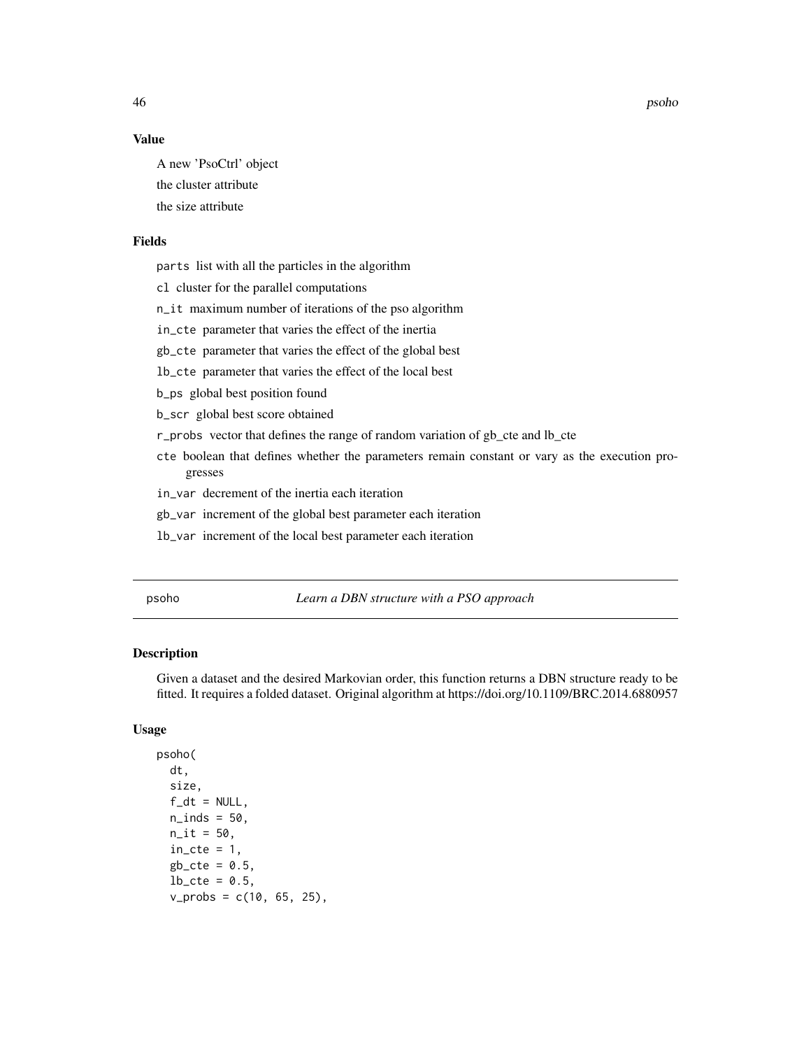### Value

A new 'PsoCtrl' object

the cluster attribute

the size attribute

### Fields

`parts` list with all the particles in the algorithm

`cl` cluster for the parallel computations

`n_it` maximum number of iterations of the pso algorithm

`in_cte` parameter that varies the effect of the inertia

`gb_cte` parameter that varies the effect of the global best

`lb_cte` parameter that varies the effect of the local best

`b_ps` global best position found

`b_scr` global best score obtained

`r_probs` vector that defines the range of random variation of gb_cte and lb_cte

`cte` boolean that defines whether the parameters remain constant or vary as the execution progresses

`in_var` decrement of the inertia each iteration

`gb_var` increment of the global best parameter each iteration

`lb_var` increment of the local best parameter each iteration

---

## psoho — *Learn a DBN structure with a PSO approach*

### Description

Given a dataset and the desired Markovian order, this function returns a DBN structure ready to be fitted. It requires a folded dataset. Original algorithm at https://doi.org/10.1109/BRC.2014.6880957

### Usage

```
psoho(
  dt,
  size,
  f_dt = NULL,
  n_inds = 50,
  n_it = 50,
  in_cte = 1,
  gb_cte = 0.5,
  lb_cte = 0.5,
  v_probs = c(10, 65, 25),
```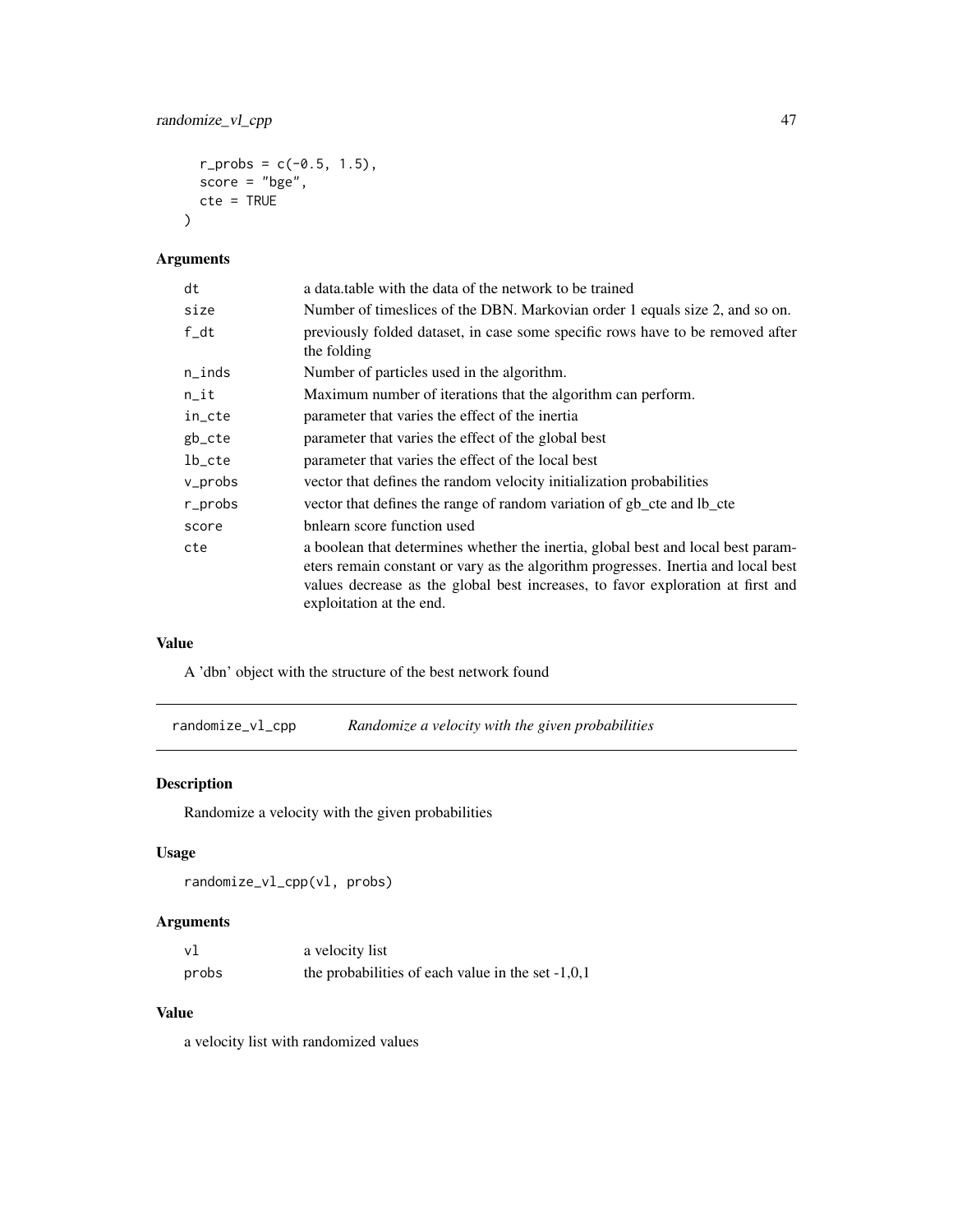```
  r_probs = c(-0.5, 1.5),
  score = "bge",
  cte = TRUE
)
```

### Arguments

| | |
|---|---|
| dt | a data.table with the data of the network to be trained |
| size | Number of timeslices of the DBN. Markovian order 1 equals size 2, and so on. |
| f_dt | previously folded dataset, in case some specific rows have to be removed after the folding |
| n_inds | Number of particles used in the algorithm. |
| n_it | Maximum number of iterations that the algorithm can perform. |
| in_cte | parameter that varies the effect of the inertia |
| gb_cte | parameter that varies the effect of the global best |
| lb_cte | parameter that varies the effect of the local best |
| v_probs | vector that defines the random velocity initialization probabilities |
| r_probs | vector that defines the range of random variation of gb_cte and lb_cte |
| score | bnlearn score function used |
| cte | a boolean that determines whether the inertia, global best and local best parameters remain constant or vary as the algorithm progresses. Inertia and local best values decrease as the global best increases, to favor exploration at first and exploitation at the end. |

### Value

A 'dbn' object with the structure of the best network found

---

## randomize_vl_cpp *Randomize a velocity with the given probabilities*

### Description

Randomize a velocity with the given probabilities

### Usage

```
randomize_vl_cpp(vl, probs)
```

### Arguments

| | |
|---|---|
| vl | a velocity list |
| probs | the probabilities of each value in the set -1,0,1 |

### Value

a velocity list with randomized values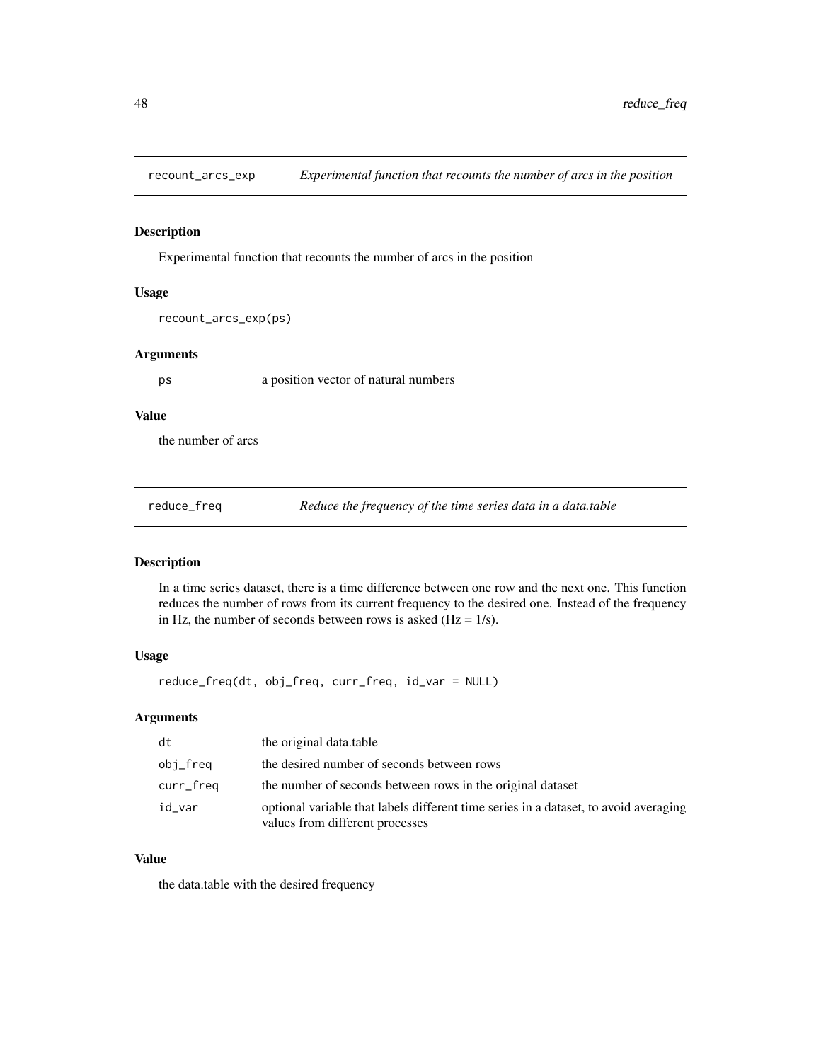## recount_arcs_exp *Experimental function that recounts the number of arcs in the position*

### Description

Experimental function that recounts the number of arcs in the position

### Usage

```
recount_arcs_exp(ps)
```

### Arguments

| | |
|---|---|
| ps | a position vector of natural numbers |

### Value

the number of arcs

## reduce_freq *Reduce the frequency of the time series data in a data.table*

### Description

In a time series dataset, there is a time difference between one row and the next one. This function reduces the number of rows from its current frequency to the desired one. Instead of the frequency in Hz, the number of seconds between rows is asked (Hz = 1/s).

### Usage

```
reduce_freq(dt, obj_freq, curr_freq, id_var = NULL)
```

### Arguments

| | |
|---|---|
| dt | the original data.table |
| obj_freq | the desired number of seconds between rows |
| curr_freq | the number of seconds between rows in the original dataset |
| id_var | optional variable that labels different time series in a dataset, to avoid averaging values from different processes |

### Value

the data.table with the desired frequency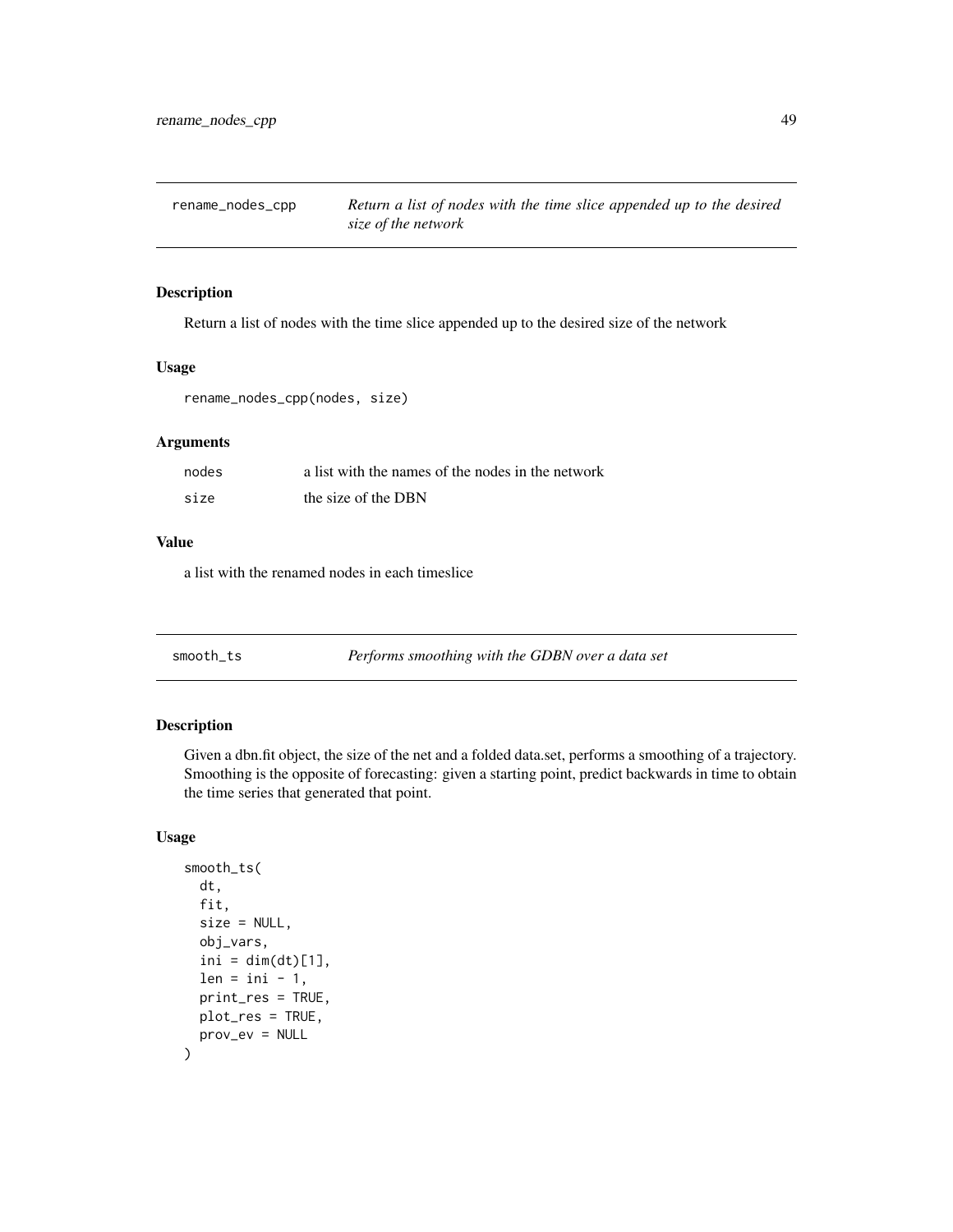## rename_nodes_cpp — *Return a list of nodes with the time slice appended up to the desired size of the network*

### Description

Return a list of nodes with the time slice appended up to the desired size of the network

### Usage

```
rename_nodes_cpp(nodes, size)
```

### Arguments

| | |
|---|---|
| nodes | a list with the names of the nodes in the network |
| size | the size of the DBN |

### Value

a list with the renamed nodes in each timeslice

## smooth_ts — *Performs smoothing with the GDBN over a data set*

### Description

Given a dbn.fit object, the size of the net and a folded data.set, performs a smoothing of a trajectory. Smoothing is the opposite of forecasting: given a starting point, predict backwards in time to obtain the time series that generated that point.

### Usage

```
smooth_ts(
  dt,
  fit,
  size = NULL,
  obj_vars,
  ini = dim(dt)[1],
  len = ini - 1,
  print_res = TRUE,
  plot_res = TRUE,
  prov_ev = NULL
)
```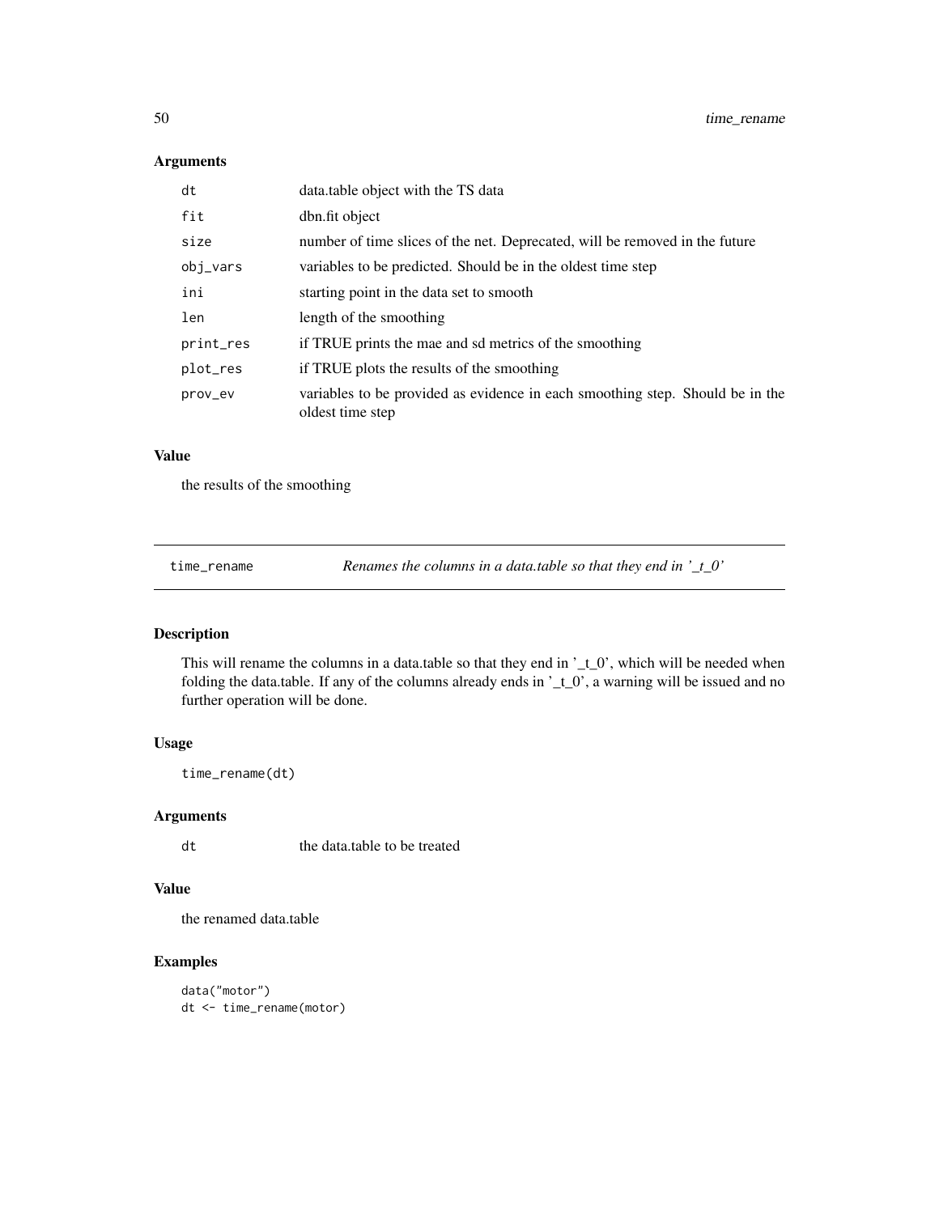### Arguments

| | |
|---|---|
| dt | data.table object with the TS data |
| fit | dbn.fit object |
| size | number of time slices of the net. Deprecated, will be removed in the future |
| obj_vars | variables to be predicted. Should be in the oldest time step |
| ini | starting point in the data set to smooth |
| len | length of the smoothing |
| print_res | if TRUE prints the mae and sd metrics of the smoothing |
| plot_res | if TRUE plots the results of the smoothing |
| prov_ev | variables to be provided as evidence in each smoothing step. Should be in the oldest time step |

### Value

the results of the smoothing

---

## time_rename    *Renames the columns in a data.table so that they end in '_t_0'*

### Description

This will rename the columns in a data.table so that they end in '_t_0', which will be needed when folding the data.table. If any of the columns already ends in '_t_0', a warning will be issued and no further operation will be done.

### Usage

```
time_rename(dt)
```

### Arguments

| | |
|---|---|
| dt | the data.table to be treated |

### Value

the renamed data.table

### Examples

```
data("motor")
dt <- time_rename(motor)
```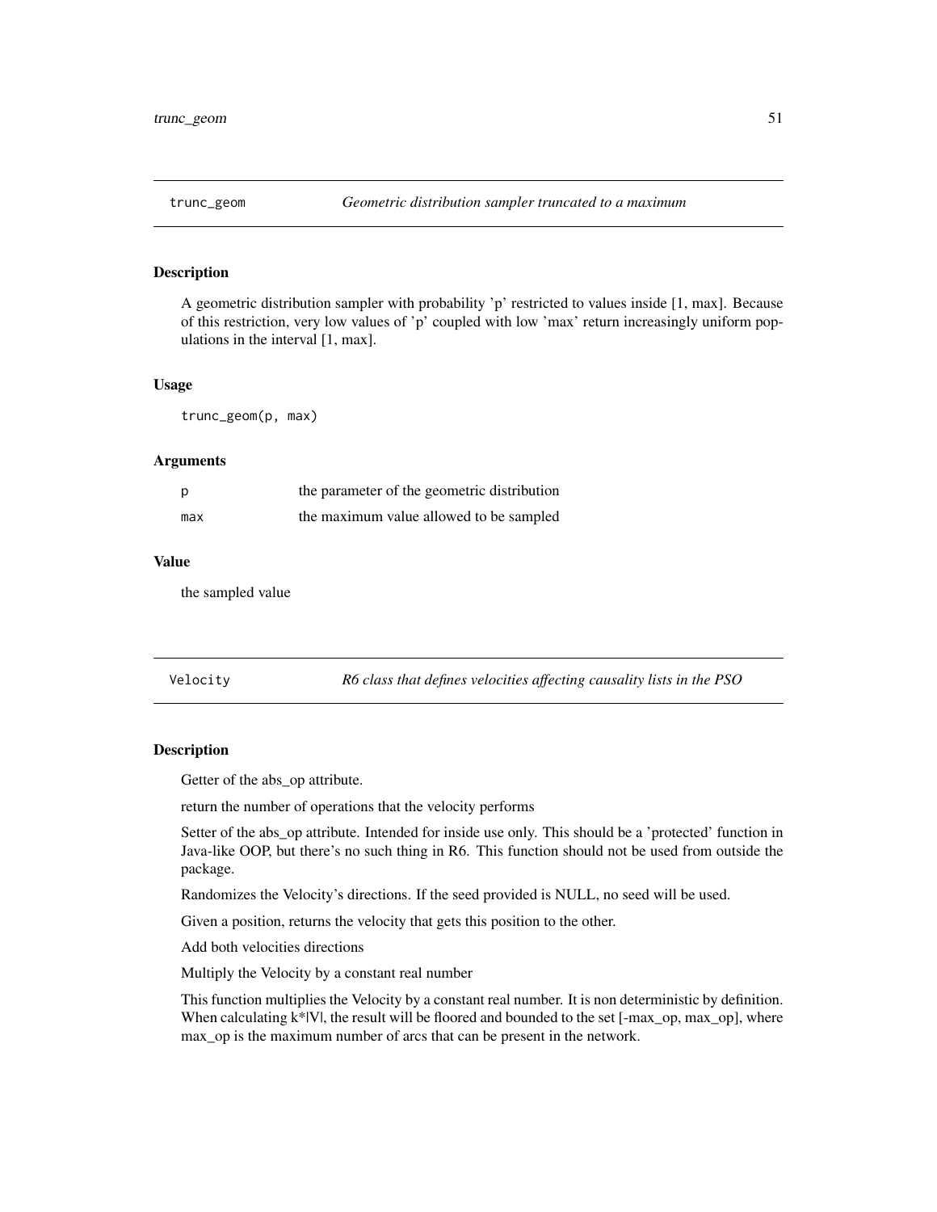## trunc_geom *Geometric distribution sampler truncated to a maximum*

### Description

A geometric distribution sampler with probability 'p' restricted to values inside [1, max]. Because of this restriction, very low values of 'p' coupled with low 'max' return increasingly uniform populations in the interval [1, max].

### Usage

```
trunc_geom(p, max)
```

### Arguments

| | |
|---|---|
| p | the parameter of the geometric distribution |
| max | the maximum value allowed to be sampled |

### Value

the sampled value

## Velocity *R6 class that defines velocities affecting causality lists in the PSO*

### Description

Getter of the abs_op attribute.

return the number of operations that the velocity performs

Setter of the abs_op attribute. Intended for inside use only. This should be a 'protected' function in Java-like OOP, but there's no such thing in R6. This function should not be used from outside the package.

Randomizes the Velocity's directions. If the seed provided is NULL, no seed will be used.

Given a position, returns the velocity that gets this position to the other.

Add both velocities directions

Multiply the Velocity by a constant real number

This function multiplies the Velocity by a constant real number. It is non deterministic by definition. When calculating $k*|V|$, the result will be floored and bounded to the set [-max_op, max_op], where max_op is the maximum number of arcs that can be present in the network.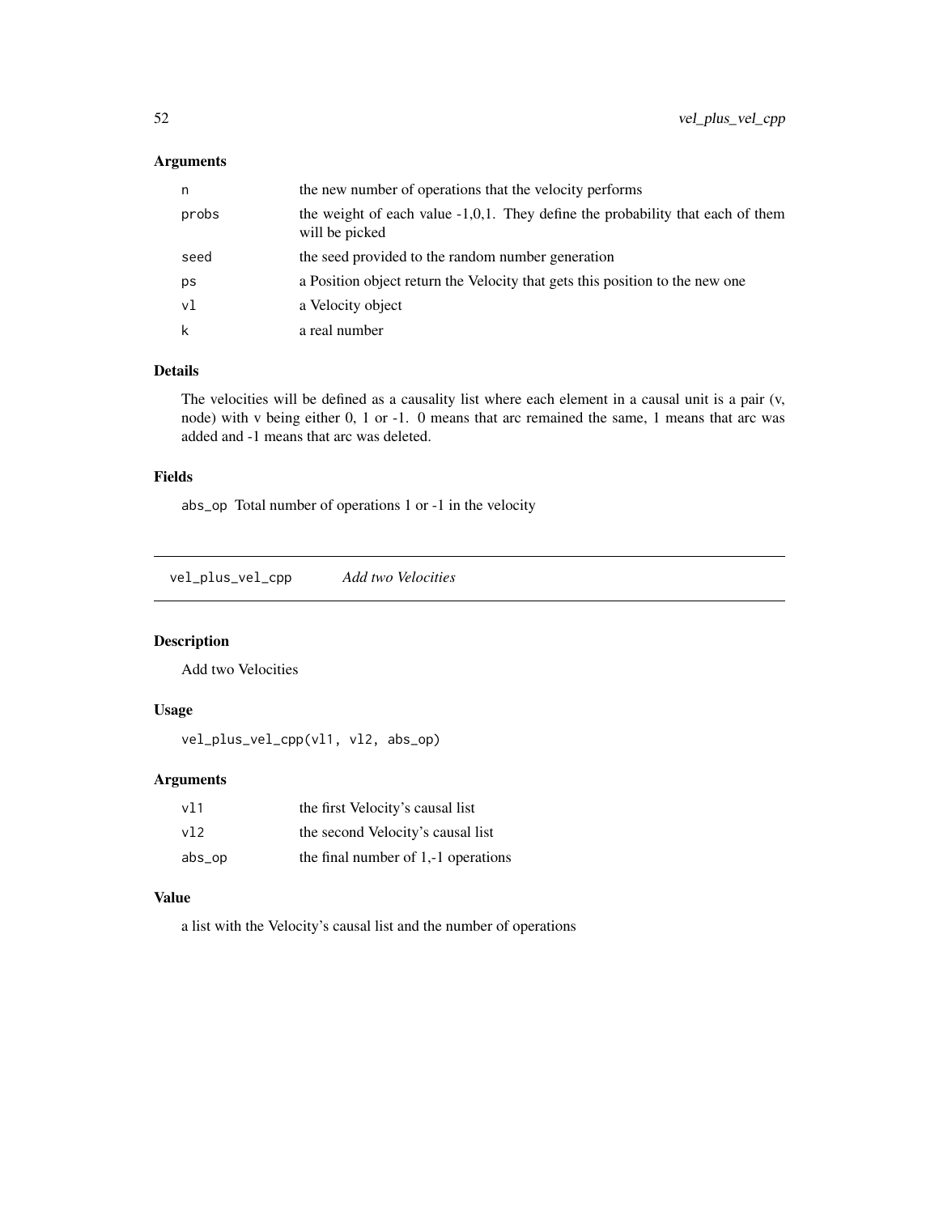### Arguments

| | |
|---|---|
| n | the new number of operations that the velocity performs |
| probs | the weight of each value -1,0,1. They define the probability that each of them will be picked |
| seed | the seed provided to the random number generation |
| ps | a Position object return the Velocity that gets this position to the new one |
| vl | a Velocity object |
| k | a real number |

### Details

The velocities will be defined as a causality list where each element in a causal unit is a pair (v, node) with v being either 0, 1 or -1. 0 means that arc remained the same, 1 means that arc was added and -1 means that arc was deleted.

### Fields

`abs_op` Total number of operations 1 or -1 in the velocity

---

## vel_plus_vel_cpp *Add two Velocities*

---

### Description

Add two Velocities

### Usage

```
vel_plus_vel_cpp(vl1, vl2, abs_op)
```

### Arguments

| | |
|---|---|
| vl1 | the first Velocity's causal list |
| vl2 | the second Velocity's causal list |
| abs_op | the final number of 1,-1 operations |

### Value

a list with the Velocity's causal list and the number of operations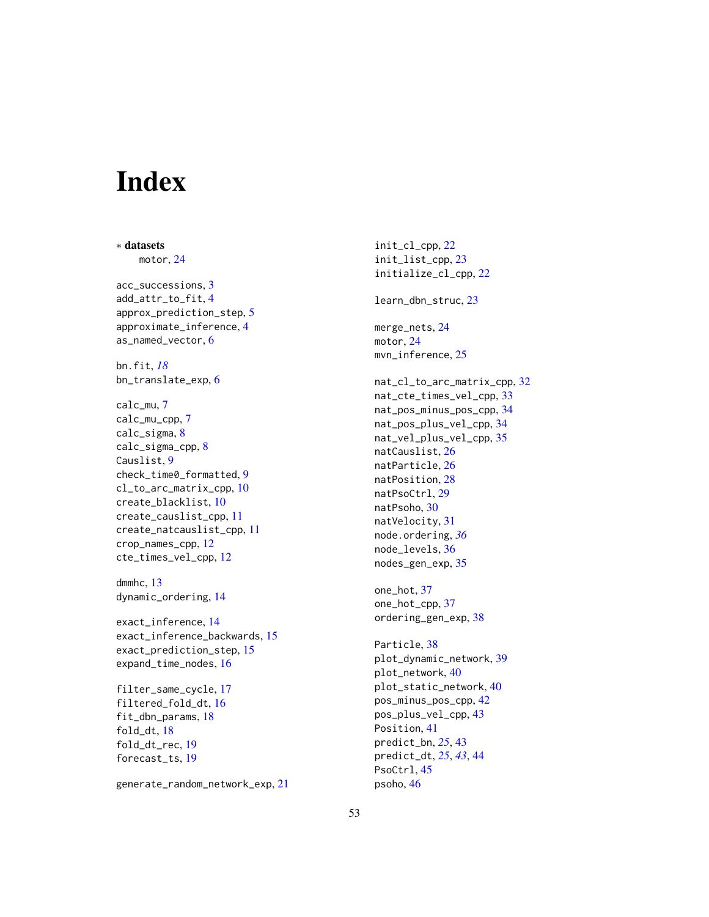# Index

∗ **datasets**

motor, 24

acc_successions, 3
add_attr_to_fit, 4
approx_prediction_step, 5
approximate_inference, 4
as_named_vector, 6

bn.fit, *18*
bn_translate_exp, 6

calc_mu, 7
calc_mu_cpp, 7
calc_sigma, 8
calc_sigma_cpp, 8
Causlist, 9
check_time0_formatted, 9
cl_to_arc_matrix_cpp, 10
create_blacklist, 10
create_causlist_cpp, 11
create_natcauslist_cpp, 11
crop_names_cpp, 12
cte_times_vel_cpp, 12

dmmhc, 13
dynamic_ordering, 14

exact_inference, 14
exact_inference_backwards, 15
exact_prediction_step, 15
expand_time_nodes, 16

filter_same_cycle, 17
filtered_fold_dt, 16
fit_dbn_params, 18
fold_dt, 18
fold_dt_rec, 19
forecast_ts, 19

generate_random_network_exp, 21

init_cl_cpp, 22
init_list_cpp, 23
initialize_cl_cpp, 22

learn_dbn_struc, 23

merge_nets, 24
motor, 24
mvn_inference, 25

nat_cl_to_arc_matrix_cpp, 32
nat_cte_times_vel_cpp, 33
nat_pos_minus_pos_cpp, 34
nat_pos_plus_vel_cpp, 34
nat_vel_plus_vel_cpp, 35
natCauslist, 26
natParticle, 26
natPosition, 28
natPsoCtrl, 29
natPsoho, 30
natVelocity, 31
node.ordering, *36*
node_levels, 36
nodes_gen_exp, 35

one_hot, 37
one_hot_cpp, 37
ordering_gen_exp, 38

Particle, 38
plot_dynamic_network, 39
plot_network, 40
plot_static_network, 40
pos_minus_pos_cpp, 42
pos_plus_vel_cpp, 43
Position, 41
predict_bn, *25*, 43
predict_dt, *25*, *43*, 44
PsoCtrl, 45
psoho, 46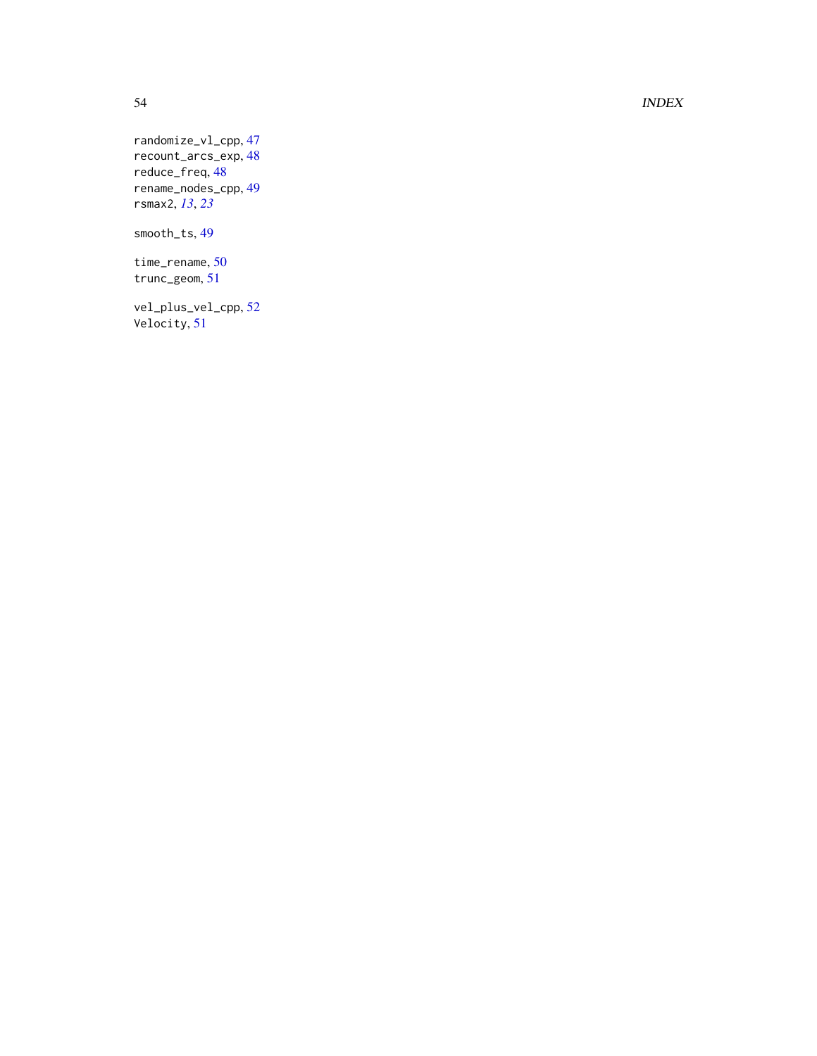randomize_vl_cpp, 47
recount_arcs_exp, 48
reduce_freq, 48
rename_nodes_cpp, 49
rsmax2, *13*, *23*

smooth_ts, 49

time_rename, 50
trunc_geom, 51

vel_plus_vel_cpp, 52
Velocity, 51